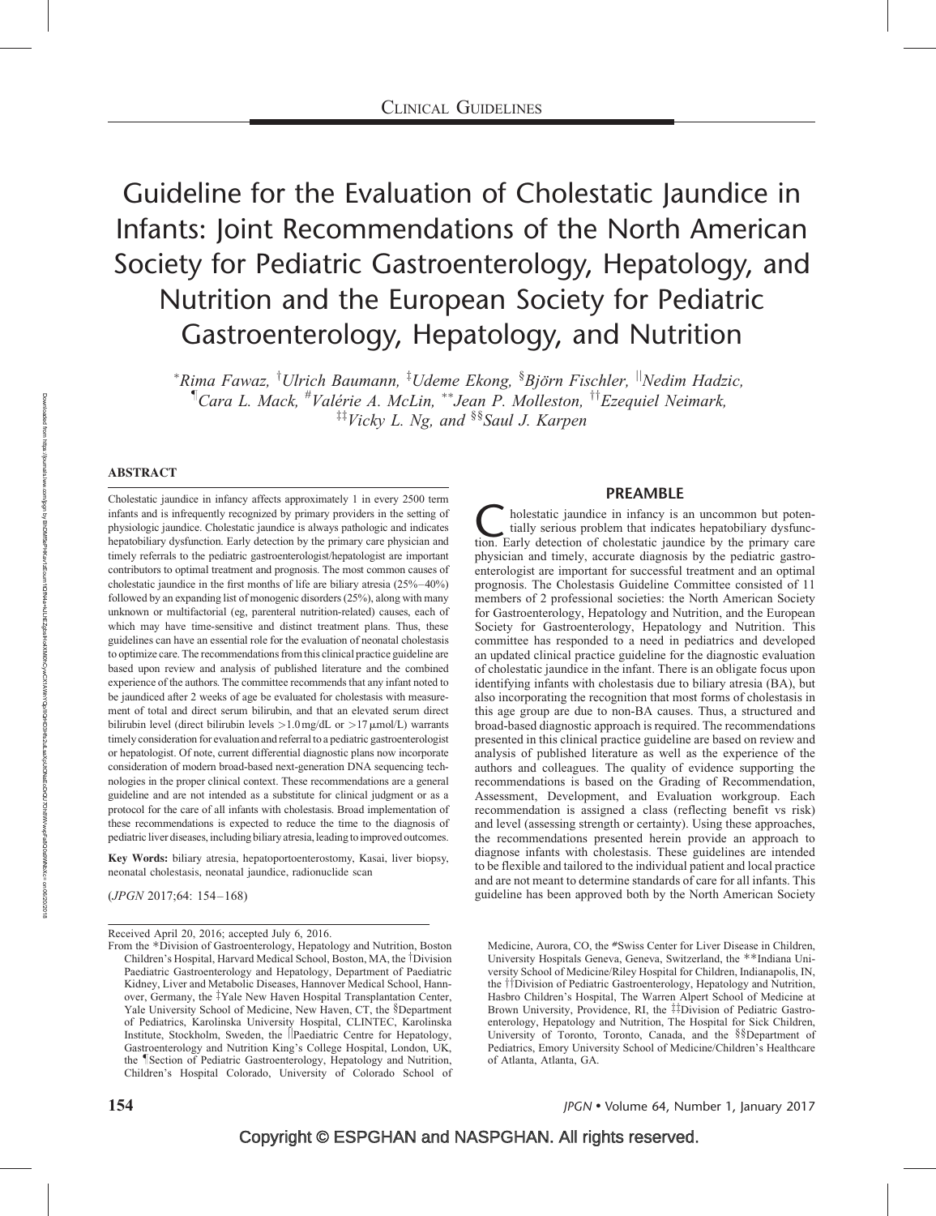# Guideline for the Evaluation of Cholestatic Jaundice in Infants: Joint Recommendations of the North American Society for Pediatric Gastroenterology, Hepatology, and Nutrition and the European Society for Pediatric Gastroenterology, Hepatology, and Nutrition

*[*]Rima Fawaz, [†]Ulrich Baumann, [‡]Udeme Ekong, [§]Björn Fischler, [||]Nedim Hadzic, [¶]Cara L. Mack, [#]Valérie A. McLin, [**]Jean P. Molleston, [††]Ezequiel Neimark, [‡‡]Vicky L. Ng, and [§§]Saul J. Karpen*

## ABSTRACT

Cholestatic jaundice in infancy affects approximately 1 in every 2500 term infants and is infrequently recognized by primary providers in the setting of physiologic jaundice. Cholestatic jaundice is always pathologic and indicates hepatobiliary dysfunction. Early detection by the primary care physician and timely referrals to the pediatric gastroenterologist/hepatologist are important contributors to optimal treatment and prognosis. The most common causes of cholestatic jaundice in the first months of life are biliary atresia (25%–40%) followed by an expanding list of monogenic disorders (25%), along with many unknown or multifactorial (eg, parenteral nutrition-related) causes, each of which may have time-sensitive and distinct treatment plans. Thus, these guidelines can have an essential role for the evaluation of neonatal cholestasis to optimize care. The recommendations from this clinical practice guideline are based upon review and analysis of published literature and the combined experience of the authors. The committee recommends that any infant noted to be jaundiced after 2 weeks of age be evaluated for cholestasis with measurement of total and direct serum bilirubin, and that an elevated serum direct bilirubin level (direct bilirubin levels >1.0 mg/dL or >17 μmol/L) warrants timely consideration for evaluation and referral to a pediatric gastroenterologist or hepatologist. Of note, current differential diagnostic plans now incorporate consideration of modern broad-based next-generation DNA sequencing technologies in the proper clinical context. These recommendations are a general guideline and are not intended as a substitute for clinical judgment or as a protocol for the care of all infants with cholestasis. Broad implementation of these recommendations is expected to reduce the time to the diagnosis of pediatric liver diseases, including biliary atresia, leading to improved outcomes.

**Key Words:** biliary atresia, hepatoportoenterostomy, Kasai, liver biopsy, neonatal cholestasis, neonatal jaundice, radionuclide scan

(*JPGN* 2017;64: 154–168)

Received April 20, 2016; accepted July 6, 2016.

From the *Division of Gastroenterology, Hepatology and Nutrition, Boston Children's Hospital, Harvard Medical School, Boston, MA, the †Division Paediatric Gastroenterology and Hepatology, Department of Paediatric Kidney, Liver and Metabolic Diseases, Hannover Medical School, Hannover, Germany, the ‡Yale New Haven Hospital Transplantation Center, Yale University School of Medicine, New Haven, CT, the §Department of Pediatrics, Karolinska University Hospital, CLINTEC, Karolinska Institute, Stockholm, Sweden, the ||Paediatric Centre for Hepatology, Gastroenterology and Nutrition King's College Hospital, London, UK, the ¶Section of Pediatric Gastroenterology, Hepatology and Nutrition, Children's Hospital Colorado, University of Colorado School of Medicine, Aurora, CO, the #Swiss Center for Liver Disease in Children, University Hospitals Geneva, Geneva, Switzerland, the **Indiana University School of Medicine/Riley Hospital for Children, Indianapolis, IN, the ††Division of Pediatric Gastroenterology, Hepatology and Nutrition, Hasbro Children's Hospital, The Warren Alpert School of Medicine at Brown University, Providence, RI, the ‡‡Division of Pediatric Gastroenterology, Hepatology and Nutrition, The Hospital for Sick Children, University of Toronto, Toronto, Canada, and the §§Department of Pediatrics, Emory University School of Medicine/Children's Healthcare of Atlanta, Atlanta, GA.

## PREAMBLE

Cholestatic jaundice in infancy is an uncommon but potentially serious problem that indicates hepatobiliary dysfunction. Early detection of cholestatic jaundice by the primary care physician and timely, accurate diagnosis by the pediatric gastroenterologist are important for successful treatment and an optimal prognosis. The Cholestasis Guideline Committee consisted of 11 members of 2 professional societies: the North American Society for Gastroenterology, Hepatology and Nutrition, and the European Society for Gastroenterology, Hepatology and Nutrition. This committee has responded to a need in pediatrics and developed an updated clinical practice guideline for the diagnostic evaluation of cholestatic jaundice in the infant. There is an obligate focus upon identifying infants with cholestasis due to biliary atresia (BA), but also incorporating the recognition that most forms of cholestasis in this age group are due to non-BA causes. Thus, a structured and broad-based diagnostic approach is required. The recommendations presented in this clinical practice guideline are based on review and analysis of published literature as well as the experience of the authors and colleagues. The quality of evidence supporting the recommendations is based on the Grading of Recommendation, Assessment, Development, and Evaluation workgroup. Each recommendation is assigned a class (reflecting benefit vs risk) and level (assessing strength or certainty). Using these approaches, the recommendations presented herein provide an approach to diagnose infants with cholestasis. These guidelines are intended to be flexible and tailored to the individual patient and local practice and are not meant to determine standards of care for all infants. This guideline has been approved both by the North American Society

Copyright © ESPGHAN and NASPGHAN. All rights reserved.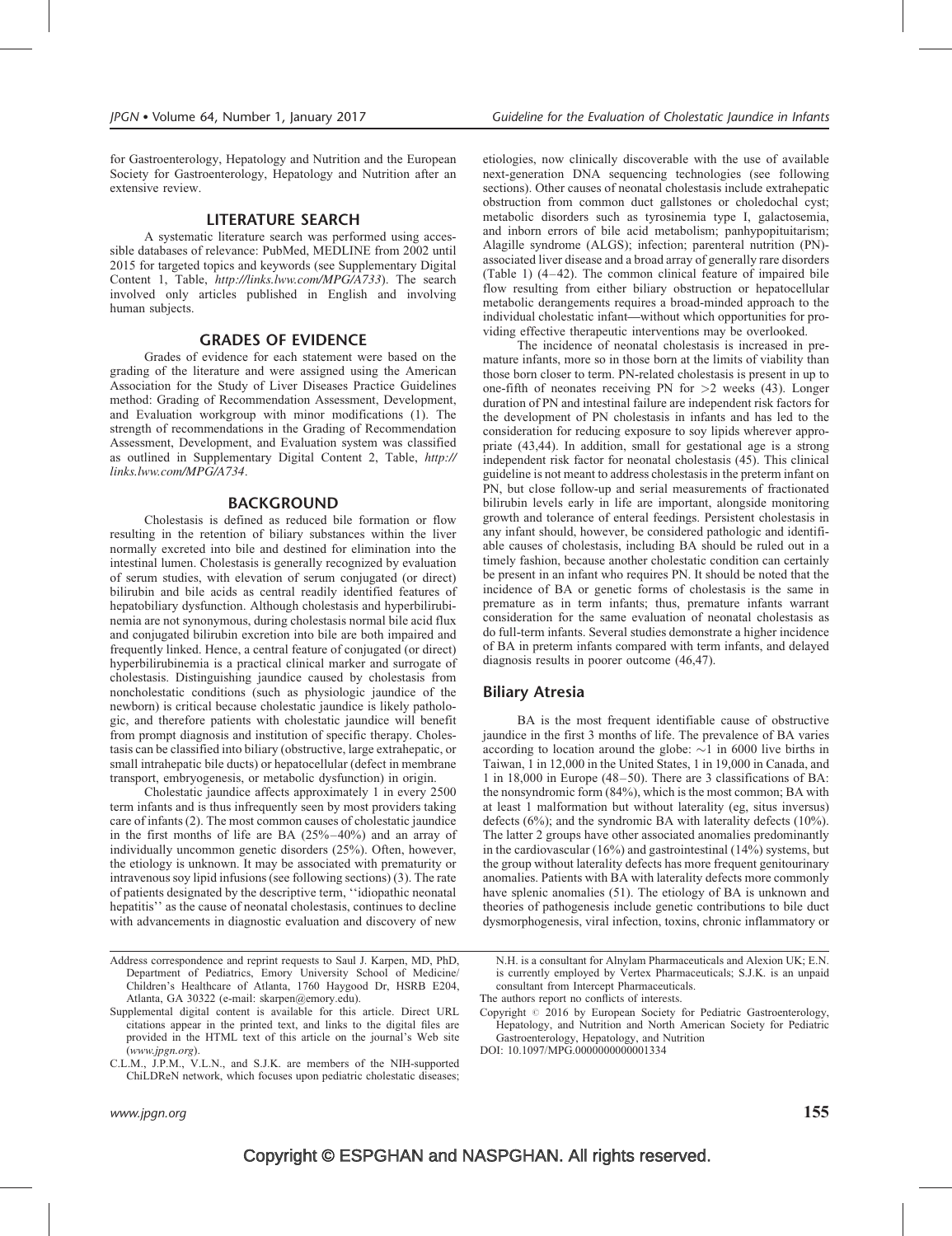for Gastroenterology, Hepatology and Nutrition and the European Society for Gastroenterology, Hepatology and Nutrition after an extensive review.

## LITERATURE SEARCH

A systematic literature search was performed using accessible databases of relevance: PubMed, MEDLINE from 2002 until 2015 for targeted topics and keywords (see Supplementary Digital Content 1, Table, *http://links.lww.com/MPG/A733*). The search involved only articles published in English and involving human subjects.

## GRADES OF EVIDENCE

Grades of evidence for each statement were based on the grading of the literature and were assigned using the American Association for the Study of Liver Diseases Practice Guidelines method: Grading of Recommendation Assessment, Development, and Evaluation workgroup with minor modifications (1). The strength of recommendations in the Grading of Recommendation Assessment, Development, and Evaluation system was classified as outlined in Supplementary Digital Content 2, Table, *http://links.lww.com/MPG/A734*.

## BACKGROUND

Cholestasis is defined as reduced bile formation or flow resulting in the retention of biliary substances within the liver normally excreted into bile and destined for elimination into the intestinal lumen. Cholestasis is generally recognized by evaluation of serum studies, with elevation of serum conjugated (or direct) bilirubin and bile acids as central readily identified features of hepatobiliary dysfunction. Although cholestasis and hyperbilirubinemia are not synonymous, during cholestasis normal bile acid flux and conjugated bilirubin excretion into bile are both impaired and frequently linked. Hence, a central feature of conjugated (or direct) hyperbilirubinemia is a practical clinical marker and surrogate of cholestasis. Distinguishing jaundice caused by cholestasis from noncholestatic conditions (such as physiologic jaundice of the newborn) is critical because cholestatic jaundice is likely pathologic, and therefore patients with cholestatic jaundice will benefit from prompt diagnosis and institution of specific therapy. Cholestasis can be classified into biliary (obstructive, large extrahepatic, or small intrahepatic bile ducts) or hepatocellular (defect in membrane transport, embryogenesis, or metabolic dysfunction) in origin.

Cholestatic jaundice affects approximately 1 in every 2500 term infants and is thus infrequently seen by most providers taking care of infants (2). The most common causes of cholestatic jaundice in the first months of life are BA (25%–40%) and an array of individually uncommon genetic disorders (25%). Often, however, the etiology is unknown. It may be associated with prematurity or intravenous soy lipid infusions (see following sections) (3). The rate of patients designated by the descriptive term, ''idiopathic neonatal hepatitis'' as the cause of neonatal cholestasis, continues to decline with advancements in diagnostic evaluation and discovery of new etiologies, now clinically discoverable with the use of available next-generation DNA sequencing technologies (see following sections). Other causes of neonatal cholestasis include extrahepatic obstruction from common duct gallstones or choledochal cyst; metabolic disorders such as tyrosinemia type I, galactosemia, and inborn errors of bile acid metabolism; panhypopituitarism; Alagille syndrome (ALGS); infection; parenteral nutrition (PN)-associated liver disease and a broad array of generally rare disorders (Table 1) (4–42). The common clinical feature of impaired bile flow resulting from either biliary obstruction or hepatocellular metabolic derangements requires a broad-minded approach to the individual cholestatic infant—without which opportunities for providing effective therapeutic interventions may be overlooked.

The incidence of neonatal cholestasis is increased in premature infants, more so in those born at the limits of viability than those born closer to term. PN-related cholestasis is present in up to one-fifth of neonates receiving PN for >2 weeks (43). Longer duration of PN and intestinal failure are independent risk factors for the development of PN cholestasis in infants and has led to the consideration for reducing exposure to soy lipids wherever appropriate (43,44). In addition, small for gestational age is a strong independent risk factor for neonatal cholestasis (45). This clinical guideline is not meant to address cholestasis in the preterm infant on PN, but close follow-up and serial measurements of fractionated bilirubin levels early in life are important, alongside monitoring growth and tolerance of enteral feedings. Persistent cholestasis in any infant should, however, be considered pathologic and identifiable causes of cholestasis, including BA should be ruled out in a timely fashion, because another cholestatic condition can certainly be present in an infant who requires PN. It should be noted that the incidence of BA or genetic forms of cholestasis is the same in premature as in term infants; thus, premature infants warrant consideration for the same evaluation of neonatal cholestasis as do full-term infants. Several studies demonstrate a higher incidence of BA in preterm infants compared with term infants, and delayed diagnosis results in poorer outcome (46,47).

### Biliary Atresia

BA is the most frequent identifiable cause of obstructive jaundice in the first 3 months of life. The prevalence of BA varies according to location around the globe: ~1 in 6000 live births in Taiwan, 1 in 12,000 in the United States, 1 in 19,000 in Canada, and 1 in 18,000 in Europe (48–50). There are 3 classifications of BA: the nonsyndromic form (84%), which is the most common; BA with at least 1 malformation but without laterality (eg, situs inversus) defects (6%); and the syndromic BA with laterality defects (10%). The latter 2 groups have other associated anomalies predominantly in the cardiovascular (16%) and gastrointestinal (14%) systems, but the group without laterality defects has more frequent genitourinary anomalies. Patients with BA with laterality defects more commonly have splenic anomalies (51). The etiology of BA is unknown and theories of pathogenesis include genetic contributions to bile duct dysmorphogenesis, viral infection, toxins, chronic inflammatory or

---

Address correspondence and reprint requests to Saul J. Karpen, MD, PhD, Department of Pediatrics, Emory University School of Medicine/Children's Healthcare of Atlanta, 1760 Haygood Dr, HSRB E204, Atlanta, GA 30322 (e-mail: skarpen@emory.edu).

Supplemental digital content is available for this article. Direct URL citations appear in the printed text, and links to the digital files are provided in the HTML text of this article on the journal's Web site (*www.jpgn.org*).

C.L.M., J.P.M., V.L.N., and S.J.K. are members of the NIH-supported ChiLDReN network, which focuses upon pediatric cholestatic diseases; N.H. is a consultant for Alnylam Pharmaceuticals and Alexion UK; E.N. is currently employed by Vertex Pharmaceuticals; S.J.K. is an unpaid consultant from Intercept Pharmaceuticals.

The authors report no conflicts of interests.

Copyright © 2016 by European Society for Pediatric Gastroenterology, Hepatology, and Nutrition and North American Society for Pediatric Gastroenterology, Hepatology, and Nutrition

DOI: 10.1097/MPG.0000000000001334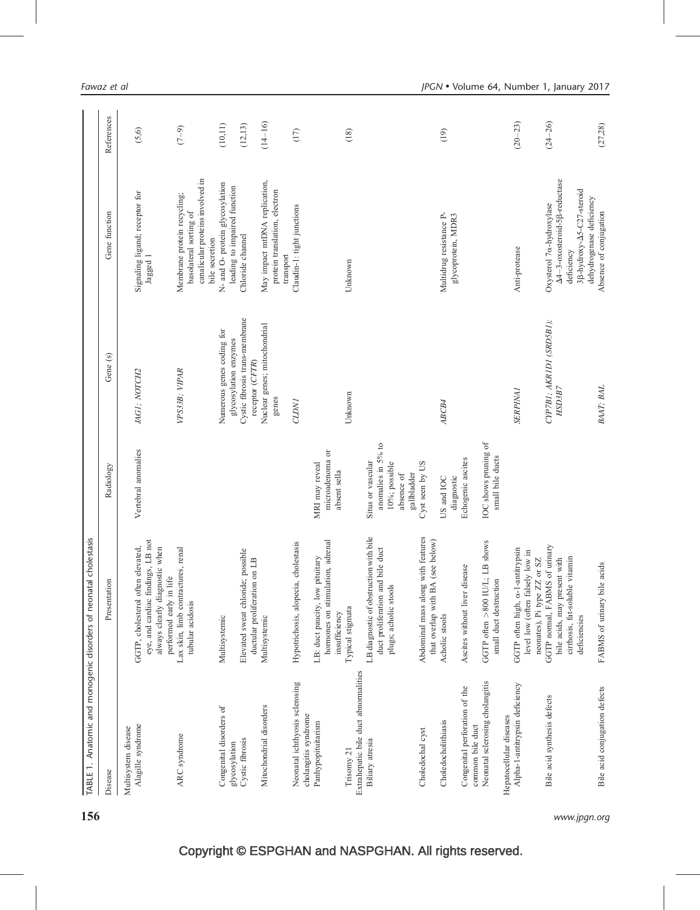TABLE 1. Anatomic and monogenic disorders of neonatal cholestasis

| Disease | Presentation | Radiology | Gene (s) | Gene function | References |
|---|---|---|---|---|---|
| Multisystem disease | | | | | |
| Alagille syndrome | GGTP, cholesterol often elevated, eye, and cardiac findings, LB not always clearly diagnostic when performed early in life | Vertebral anomalies | *JAG1; NOTCH2* | Signaling ligand; receptor for Jagged 1 | (5,6) |
| ARC syndrome | Lax skin, limb contractures, renal tubular acidosis | | *VPS33B; VIPAR* | Membrane protein recycling; basolateral sorting of canalicular proteins involved in bile secretion | (7–9) |
| Congenital disorders of glycosylation | Multisystemic | | Numerous genes coding for glycosylation enzymes | N- and O- protein glycosylation leading to impaired function | (10,11) |
| Cystic fibrosis | Elevated sweat chloride; possible ductular proliferation on LB | | Cystic fibrosis trans-membrane receptor (*CFTR*) | Chloride channel | (12,13) |
| Mitochondrial disorders | Multisystemic | | Nuclear genes; mitochondrial genes | May impact mtDNA replication, protein translation, electron transport | (14–16) |
| Neonatal ichthyosis sclerosing cholangitis syndrome | Hypotrichosis, alopecia, cholestasis | | *CLDN1* | Claudin-1: tight junctions | (17) |
| Panhypopituitarism | LB: duct paucity, low pituitary hormones on stimulation, adrenal insufficiency | MRI may reveal microadenoma or absent sella | | | |
| Trisomy 21 | Typical stigmata | | Unknown | Unknown | (18) |
| Extrahepatic bile duct abnormalities | | | | | |
| Biliary atresia | LB diagnostic of obstruction with bile duct proliferation and bile duct plugs; acholic stools | Situs or vascular anomalies in 5% to 10%, possible absence of gallbladder | | | |
| Choledochal cyst | Abdominal mass along with features that overlap with BA (see below) | Cyst seen by US | | | |
| Choledocholithiasis | Acholic stools | US and IOC diagnostic | *ABCB4* | Multidrug resistance P-glycoprotein, MDR3 | (19) |
| Congenital perforation of the common bile duct | Ascites without liver disease | Echogenic ascites | | | |
| Neonatal sclerosing cholangitis | GGTP often >800 IU/L, LB shows small duct destruction | IOC shows pruning of small bile ducts | | | |
| Hepatocellular diseases | | | | | |
| Alpha-1-antitrypsin deficiency | GGTP often high, α-1-antitrypsin level low (often falsely low in neonates), Pi type ZZ or SZ | | *SERPINA1* | Anti-protease | (20–23) |
| Bile acid synthesis defects | GGTP normal, FABMS of urinary bile acids, may present with cirrhosis, fat-soluble vitamin deficiencies | | *CYP7B1; AKR1D1 (SRD5B1); HSD3B7* | Oxysterol 7α-hydroxylase Δ4–3-oxosteroid-5β-reductase deficiency 3β-hydroxy-Δ5-C27-steroid dehydrogenase deficiency | (24–26) |
| Bile acid conjugation defects | FABMS of urinary bile acids | | *BAAT; BAL* | Absence of conjugation | (27,28) |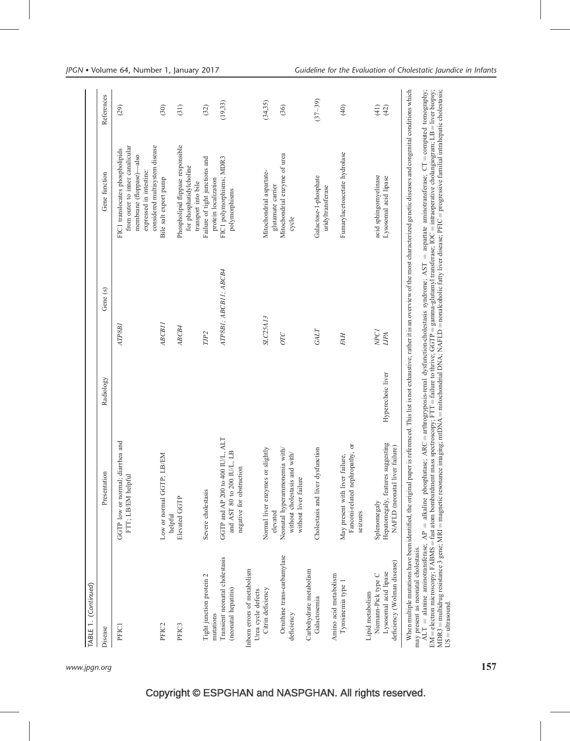TABLE 1. (Continued)

| Disease | Presentation | Radiology | Gene (s) | Gene function | References |
|---|---|---|---|---|---|
| PFIC1 | GGTP low or normal; diarrhea and FTT; LB/EM helpful | | *ATP8B1* | FIC1 translocates phospholipids from outer to inner canalicular membrane (floppase)—also expressed in intestine: considered multisystem disease | (29) |
| PFIC2 | Low or normal GGTP; LB/EM helpful | | *ABCB11* | Bile salt export pump | (30) |
| PFIC3 | Elevated GGTP | | *ABCB4* | Phospholipid flippase responsible for phosphatidylcholine transport into bile | (31) |
| Tight junction protein 2 mutations | Severe cholestasis | | *TJP2* | Failure of tight junctions and protein localization | (32) |
| Transient neonatal cholestasis (neonatal hepatitis) | GGTP and AP 200 to 400 IU/L, ALT and AST 80 to 200 IU/L, LB negative for obstruction | | *ATP8B1; ABCB11; ABCB4* | FIC1 polymorphisms; MDR3 polymorphisms | (19,33) |
| Inborn errors of metabolism | | | | | |
| Urea cycle defects | | | | | |
| Citrin deficiency | Normal liver enzymes or slightly elevated | | *SLC25A13* | Mitochondrial aspartate-glutamate carrier | (34,35) |
| Ornithine trans-carbamylase deficiency | Neonatal hyperammonemia with/without cholestasis and with/without liver failure | | *OTC* | Mitochondrial enzyme of urea cycle | (36) |
| Carbohydrate metabolism | | | | | |
| Galactosemia | Cholestasis and liver dysfunction | | *GALT* | Galactose-1-phosphate uridyltransferase | (37–39) |
| Amino acid metabolism | | | | | |
| Tyrosinemia type 1 | May present with liver failure, Fanconi-related nephropathy, or seizures | | *FAH* | Fumarylacetoacetate hydrolase | (40) |
| Lipid metabolism | | | | | |
| Niemann-Pick type C | Splenomegaly | | *NPC1* | acid sphingomyelinase | (41) |
| Lysosomal acid lipase deficiency (Wolman disease) | Hepatomegaly, features suggesting NAFLD (neonatal liver failure) | Hyperechoic liver | *LIPA* | Lysosomal acid lipase | (42) |

When multiple mutations have been identified, the original paper is referenced. This list is not exhaustive; rather it is an overview of the most characterized genetic diseases and congenital conditions which may present as neonatal cholestasis.

ALT = alanine aminotransferase; AP = alkaline phosphatase; ARC = arthrogryposis-renal dysfunction-cholestasis syndrome; AST = aspartate aminotransferase; CT = computed tomography; EM = electron microscopy; FABMS = fast atom bombardment mass spectroscopy; FTT = failure to thrive; GGTP = gamma-glutamyl transferase; IOC = intraoperative cholangiogram; LB = liver biopsy; MDR3 = multidrug resistance 3 gene; MRI = magnetic resonance imaging; mtDNA = mitochondrial DNA; NAFLD = nonalcoholic fatty liver disease; PFIC = progressive familial intrahepatic cholestasis; US = ultrasound.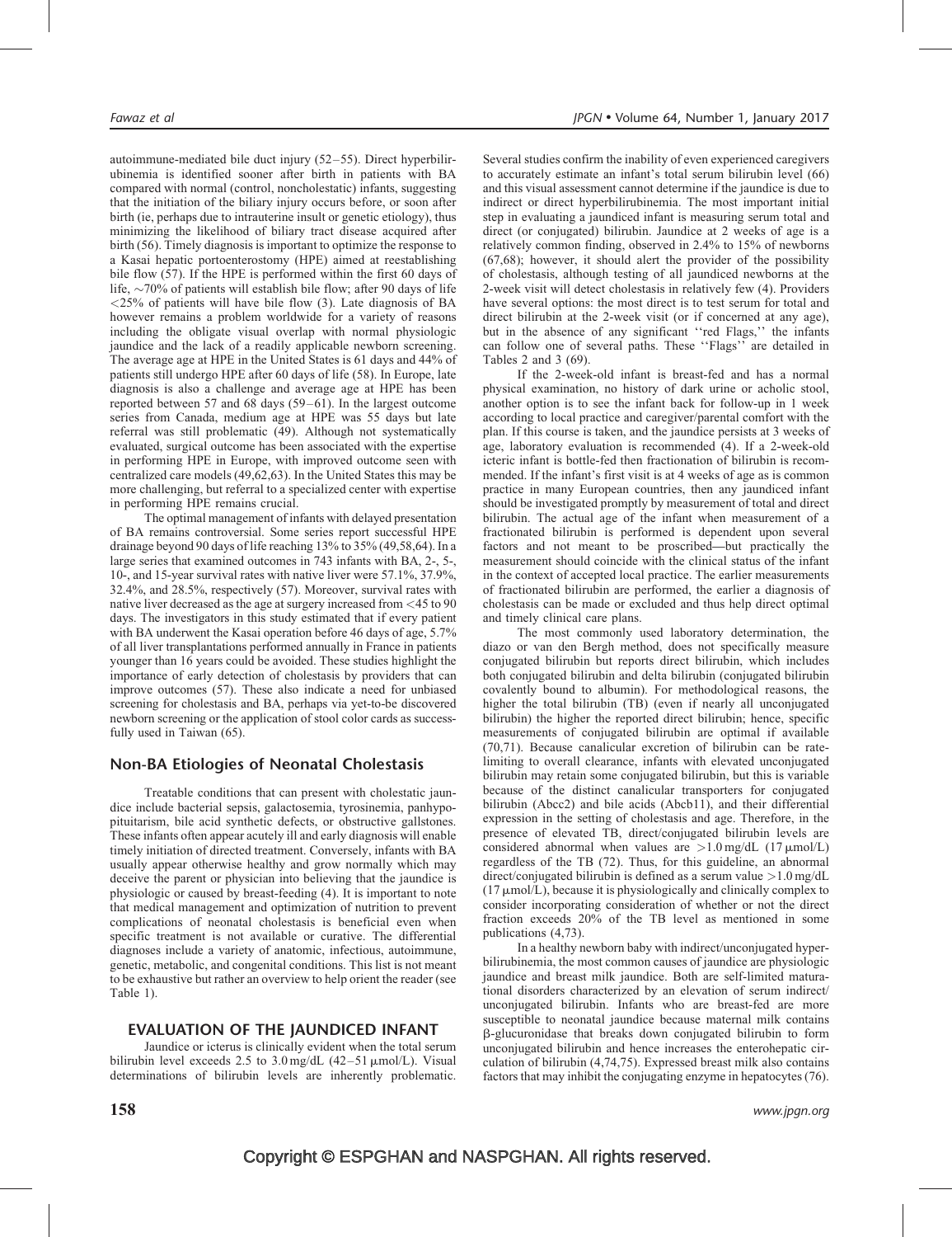autoimmune-mediated bile duct injury (52–55). Direct hyperbilirubinemia is identified sooner after birth in patients with BA compared with normal (control, noncholestatic) infants, suggesting that the initiation of the biliary injury occurs before, or soon after birth (ie, perhaps due to intrauterine insult or genetic etiology), thus minimizing the likelihood of biliary tract disease acquired after birth (56). Timely diagnosis is important to optimize the response to a Kasai hepatic portoenterostomy (HPE) aimed at reestablishing bile flow (57). If the HPE is performed within the first 60 days of life, ~70% of patients will establish bile flow; after 90 days of life <25% of patients will have bile flow (3). Late diagnosis of BA however remains a problem worldwide for a variety of reasons including the obligate visual overlap with normal physiologic jaundice and the lack of a readily applicable newborn screening. The average age at HPE in the United States is 61 days and 44% of patients still undergo HPE after 60 days of life (58). In Europe, late diagnosis is also a challenge and average age at HPE has been reported between 57 and 68 days (59–61). In the largest outcome series from Canada, medium age at HPE was 55 days but late referral was still problematic (49). Although not systematically evaluated, surgical outcome has been associated with the expertise in performing HPE in Europe, with improved outcome seen with centralized care models (49,62,63). In the United States this may be more challenging, but referral to a specialized center with expertise in performing HPE remains crucial.

The optimal management of infants with delayed presentation of BA remains controversial. Some series report successful HPE drainage beyond 90 days of life reaching 13% to 35% (49,58,64). In a large series that examined outcomes in 743 infants with BA, 2-, 5-, 10-, and 15-year survival rates with native liver were 57.1%, 37.9%, 32.4%, and 28.5%, respectively (57). Moreover, survival rates with native liver decreased as the age at surgery increased from <45 to 90 days. The investigators in this study estimated that if every patient with BA underwent the Kasai operation before 46 days of age, 5.7% of all liver transplantations performed annually in France in patients younger than 16 years could be avoided. These studies highlight the importance of early detection of cholestasis by providers that can improve outcomes (57). These also indicate a need for unbiased screening for cholestasis and BA, perhaps via yet-to-be discovered newborn screening or the application of stool color cards as successfully used in Taiwan (65).

## Non-BA Etiologies of Neonatal Cholestasis

Treatable conditions that can present with cholestatic jaundice include bacterial sepsis, galactosemia, tyrosinemia, panhypopituitarism, bile acid synthetic defects, or obstructive gallstones. These infants often appear acutely ill and early diagnosis will enable timely initiation of directed treatment. Conversely, infants with BA usually appear otherwise healthy and grow normally which may deceive the parent or physician into believing that the jaundice is physiologic or caused by breast-feeding (4). It is important to note that medical management and optimization of nutrition to prevent complications of neonatal cholestasis is beneficial even when specific treatment is not available or curative. The differential diagnoses include a variety of anatomic, infectious, autoimmune, genetic, metabolic, and congenital conditions. This list is not meant to be exhaustive but rather an overview to help orient the reader (see Table 1).

## EVALUATION OF THE JAUNDICED INFANT

Jaundice or icterus is clinically evident when the total serum bilirubin level exceeds 2.5 to 3.0 mg/dL (42–51 μmol/L). Visual determinations of bilirubin levels are inherently problematic. Several studies confirm the inability of even experienced caregivers to accurately estimate an infant's total serum bilirubin level (66) and this visual assessment cannot determine if the jaundice is due to indirect or direct hyperbilirubinemia. The most important initial step in evaluating a jaundiced infant is measuring serum total and direct (or conjugated) bilirubin. Jaundice at 2 weeks of age is a relatively common finding, observed in 2.4% to 15% of newborns (67,68); however, it should alert the provider of the possibility of cholestasis, although testing of all jaundiced newborns at the 2-week visit will detect cholestasis in relatively few (4). Providers have several options: the most direct is to test serum for total and direct bilirubin at the 2-week visit (or if concerned at any age), but in the absence of any significant ''red Flags,'' the infants can follow one of several paths. These ''Flags'' are detailed in Tables 2 and 3 (69).

If the 2-week-old infant is breast-fed and has a normal physical examination, no history of dark urine or acholic stool, another option is to see the infant back for follow-up in 1 week according to local practice and caregiver/parental comfort with the plan. If this course is taken, and the jaundice persists at 3 weeks of age, laboratory evaluation is recommended (4). If a 2-week-old icteric infant is bottle-fed then fractionation of bilirubin is recommended. If the infant's first visit is at 4 weeks of age as is common practice in many European countries, then any jaundiced infant should be investigated promptly by measurement of total and direct bilirubin. The actual age of the infant when measurement of a fractionated bilirubin is performed is dependent upon several factors and not meant to be proscribed—but practically the measurement should coincide with the clinical status of the infant in the context of accepted local practice. The earlier measurements of fractionated bilirubin are performed, the earlier a diagnosis of cholestasis can be made or excluded and thus help direct optimal and timely clinical care plans.

The most commonly used laboratory determination, the diazo or van den Bergh method, does not specifically measure conjugated bilirubin but reports direct bilirubin, which includes both conjugated bilirubin and delta bilirubin (conjugated bilirubin covalently bound to albumin). For methodological reasons, the higher the total bilirubin (TB) (even if nearly all unconjugated bilirubin) the higher the reported direct bilirubin; hence, specific measurements of conjugated bilirubin are optimal if available (70,71). Because canalicular excretion of bilirubin can be rate-limiting to overall clearance, infants with elevated unconjugated bilirubin may retain some conjugated bilirubin, but this is variable because of the distinct canalicular transporters for conjugated bilirubin (Abcc2) and bile acids (Abcb11), and their differential expression in the setting of cholestasis and age. Therefore, in the presence of elevated TB, direct/conjugated bilirubin levels are considered abnormal when values are >1.0 mg/dL (17 μmol/L) regardless of the TB (72). Thus, for this guideline, an abnormal direct/conjugated bilirubin is defined as a serum value >1.0 mg/dL (17 μmol/L), because it is physiologically and clinically complex to consider incorporating consideration of whether or not the direct fraction exceeds 20% of the TB level as mentioned in some publications (4,73).

In a healthy newborn baby with indirect/unconjugated hyperbilirubinemia, the most common causes of jaundice are physiologic jaundice and breast milk jaundice. Both are self-limited maturational disorders characterized by an elevation of serum indirect/unconjugated bilirubin. Infants who are breast-fed are more susceptible to neonatal jaundice because maternal milk contains β-glucuronidase that breaks down conjugated bilirubin to form unconjugated bilirubin and hence increases the enterohepatic circulation of bilirubin (4,74,75). Expressed breast milk also contains factors that may inhibit the conjugating enzyme in hepatocytes (76).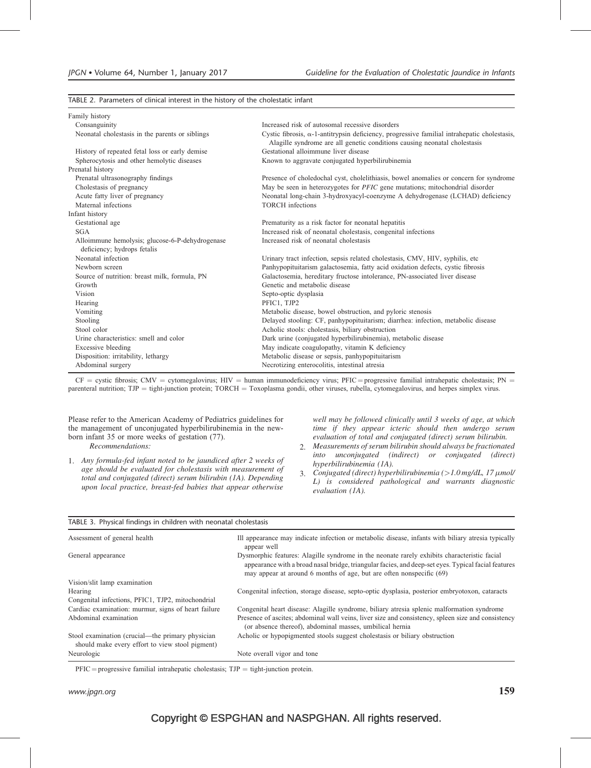TABLE 2. Parameters of clinical interest in the history of the cholestatic infant

| | |
|---|---|
| Family history | |
| Consanguinity | Increased risk of autosomal recessive disorders |
| Neonatal cholestasis in the parents or siblings | Cystic fibrosis, α-1-antitrypsin deficiency, progressive familial intrahepatic cholestasis, Alagille syndrome are all genetic conditions causing neonatal cholestasis |
| History of repeated fetal loss or early demise | Gestational alloimmune liver disease |
| Spherocytosis and other hemolytic diseases | Known to aggravate conjugated hyperbilirubinemia |
| Prenatal history | |
| Prenatal ultrasonography findings | Presence of choledochal cyst, cholelithiasis, bowel anomalies or concern for syndrome |
| Cholestasis of pregnancy | May be seen in heterozygotes for *PFIC* gene mutations; mitochondrial disorder |
| Acute fatty liver of pregnancy | Neonatal long-chain 3-hydroxyacyl-coenzyme A dehydrogenase (LCHAD) deficiency |
| Maternal infections | TORCH infections |
| Infant history | |
| Gestational age | Prematurity as a risk factor for neonatal hepatitis |
| SGA | Increased risk of neonatal cholestasis, congenital infections |
| Alloimmune hemolysis; glucose-6-P-dehydrogenase deficiency; hydrops fetalis | Increased risk of neonatal cholestasis |
| Neonatal infection | Urinary tract infection, sepsis related cholestasis, CMV, HIV, syphilis, etc |
| Newborn screen | Panhypopituitarism galactosemia, fatty acid oxidation defects, cystic fibrosis |
| Source of nutrition: breast milk, formula, PN | Galactosemia, hereditary fructose intolerance, PN-associated liver disease |
| Growth | Genetic and metabolic disease |
| Vision | Septo-optic dysplasia |
| Hearing | PFIC1, TJP2 |
| Vomiting | Metabolic disease, bowel obstruction, and pyloric stenosis |
| Stooling | Delayed stooling: CF, panhypopituitarism; diarrhea: infection, metabolic disease |
| Stool color | Acholic stools: cholestasis, biliary obstruction |
| Urine characteristics: smell and color | Dark urine (conjugated hyperbilirubinemia), metabolic disease |
| Excessive bleeding | May indicate coagulopathy, vitamin K deficiency |
| Disposition: irritability, lethargy | Metabolic disease or sepsis, panhypopituitarism |
| Abdominal surgery | Necrotizing enterocolitis, intestinal atresia |

CF = cystic fibrosis; CMV = cytomegalovirus; HIV = human immunodeficiency virus; PFIC = progressive familial intrahepatic cholestasis; PN = parenteral nutrition; TJP = tight-junction protein; TORCH = Toxoplasma gondii, other viruses, rubella, cytomegalovirus, and herpes simplex virus.

Please refer to the American Academy of Pediatrics guidelines for the management of unconjugated hyperbilirubinemia in the newborn infant 35 or more weeks of gestation (77).

*Recommendations:*

1. *Any formula-fed infant noted to be jaundiced after 2 weeks of age should be evaluated for cholestasis with measurement of total and conjugated (direct) serum bilirubin (1A). Depending upon local practice, breast-fed babies that appear otherwise well may be followed clinically until 3 weeks of age, at which time if they appear icteric should then undergo serum evaluation of total and conjugated (direct) serum bilirubin.*
2. *Measurements of serum bilirubin should always be fractionated into unconjugated (indirect) or conjugated (direct) hyperbilirubinemia (1A).*
3. *Conjugated (direct) hyperbilirubinemia (>1.0 mg/dL, 17 μmol/L) is considered pathological and warrants diagnostic evaluation (1A).*

TABLE 3. Physical findings in children with neonatal cholestasis

| | |
|---|---|
| Assessment of general health | Ill appearance may indicate infection or metabolic disease, infants with biliary atresia typically appear well |
| General appearance | Dysmorphic features: Alagille syndrome in the neonate rarely exhibits characteristic facial appearance with a broad nasal bridge, triangular facies, and deep-set eyes. Typical facial features may appear at around 6 months of age, but are often nonspecific (69) |
| Vision/slit lamp examination | |
| Hearing | Congenital infection, storage disease, septo-optic dysplasia, posterior embryotoxon, cataracts |
| Congenital infections, PFIC1, TJP2, mitochondrial | |
| Cardiac examination: murmur, signs of heart failure | Congenital heart disease: Alagille syndrome, biliary atresia splenic malformation syndrome |
| Abdominal examination | Presence of ascites; abdominal wall veins, liver size and consistency, spleen size and consistency (or absence thereof), abdominal masses, umbilical hernia |
| Stool examination (crucial—the primary physician should make every effort to view stool pigment) | Acholic or hypopigmented stools suggest cholestasis or biliary obstruction |
| Neurologic | Note overall vigor and tone |

PFIC = progressive familial intrahepatic cholestasis; TJP = tight-junction protein.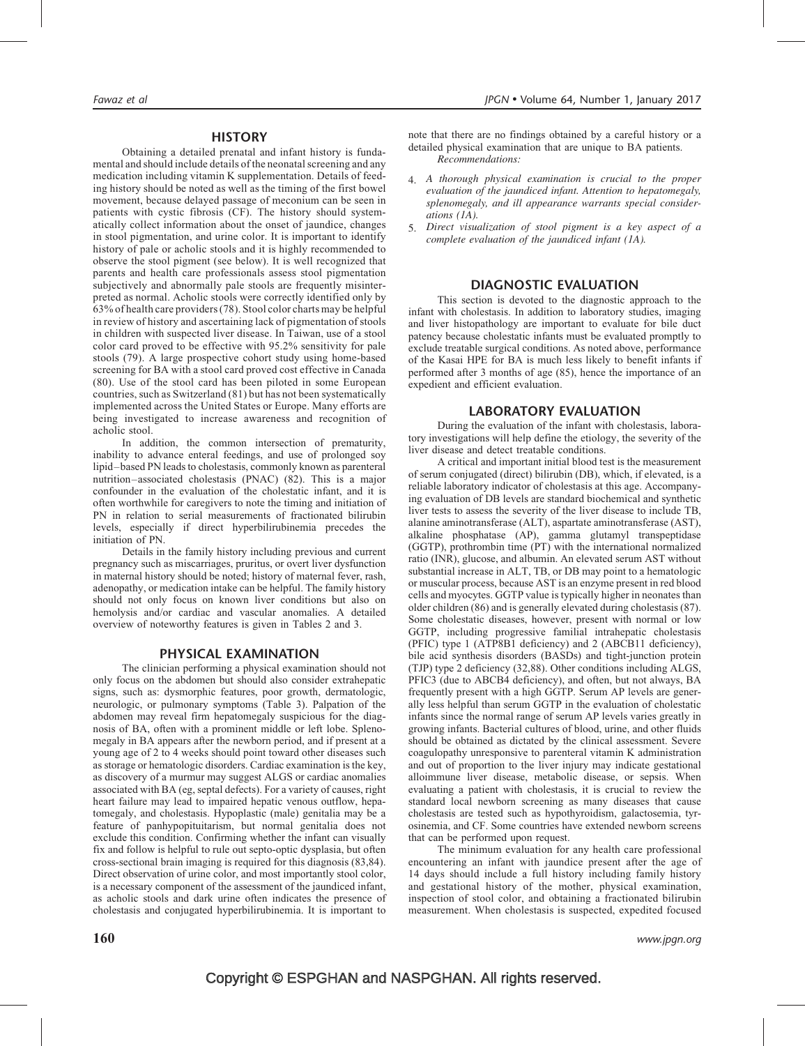## HISTORY

Obtaining a detailed prenatal and infant history is fundamental and should include details of the neonatal screening and any medication including vitamin K supplementation. Details of feeding history should be noted as well as the timing of the first bowel movement, because delayed passage of meconium can be seen in patients with cystic fibrosis (CF). The history should systematically collect information about the onset of jaundice, changes in stool pigmentation, and urine color. It is important to identify history of pale or acholic stools and it is highly recommended to observe the stool pigment (see below). It is well recognized that parents and health care professionals assess stool pigmentation subjectively and abnormally pale stools are frequently misinterpreted as normal. Acholic stools were correctly identified only by 63% of health care providers (78). Stool color charts may be helpful in review of history and ascertaining lack of pigmentation of stools in children with suspected liver disease. In Taiwan, use of a stool color card proved to be effective with 95.2% sensitivity for pale stools (79). A large prospective cohort study using home-based screening for BA with a stool card proved cost effective in Canada (80). Use of the stool card has been piloted in some European countries, such as Switzerland (81) but has not been systematically implemented across the United States or Europe. Many efforts are being investigated to increase awareness and recognition of acholic stool.

In addition, the common intersection of prematurity, inability to advance enteral feedings, and use of prolonged soy lipid–based PN leads to cholestasis, commonly known as parenteral nutrition–associated cholestasis (PNAC) (82). This is a major confounder in the evaluation of the cholestatic infant, and it is often worthwhile for caregivers to note the timing and initiation of PN in relation to serial measurements of fractionated bilirubin levels, especially if direct hyperbilirubinemia precedes the initiation of PN.

Details in the family history including previous and current pregnancy such as miscarriages, pruritus, or overt liver dysfunction in maternal history should be noted; history of maternal fever, rash, adenopathy, or medication intake can be helpful. The family history should not only focus on known liver conditions but also on hemolysis and/or cardiac and vascular anomalies. A detailed overview of noteworthy features is given in Tables 2 and 3.

## PHYSICAL EXAMINATION

The clinician performing a physical examination should not only focus on the abdomen but should also consider extrahepatic signs, such as: dysmorphic features, poor growth, dermatologic, neurologic, or pulmonary symptoms (Table 3). Palpation of the abdomen may reveal firm hepatomegaly suspicious for the diagnosis of BA, often with a prominent middle or left lobe. Splenomegaly in BA appears after the newborn period, and if present at a young age of 2 to 4 weeks should point toward other diseases such as storage or hematologic disorders. Cardiac examination is the key, as discovery of a murmur may suggest ALGS or cardiac anomalies associated with BA (eg, septal defects). For a variety of causes, right heart failure may lead to impaired hepatic venous outflow, hepatomegaly, and cholestasis. Hypoplastic (male) genitalia may be a feature of panhypopituitarism, but normal genitalia does not exclude this condition. Confirming whether the infant can visually fix and follow is helpful to rule out septo-optic dysplasia, but often cross-sectional brain imaging is required for this diagnosis (83,84). Direct observation of urine color, and most importantly stool color, is a necessary component of the assessment of the jaundiced infant, as acholic stools and dark urine often indicates the presence of cholestasis and conjugated hyperbilirubinemia. It is important to note that there are no findings obtained by a careful history or a detailed physical examination that are unique to BA patients.

*Recommendations:*

4. *A thorough physical examination is crucial to the proper evaluation of the jaundiced infant. Attention to hepatomegaly, splenomegaly, and ill appearance warrants special considerations (1A).*
5. *Direct visualization of stool pigment is a key aspect of a complete evaluation of the jaundiced infant (1A).*

## DIAGNOSTIC EVALUATION

This section is devoted to the diagnostic approach to the infant with cholestasis. In addition to laboratory studies, imaging and liver histopathology are important to evaluate for bile duct patency because cholestatic infants must be evaluated promptly to exclude treatable surgical conditions. As noted above, performance of the Kasai HPE for BA is much less likely to benefit infants if performed after 3 months of age (85), hence the importance of an expedient and efficient evaluation.

## LABORATORY EVALUATION

During the evaluation of the infant with cholestasis, laboratory investigations will help define the etiology, the severity of the liver disease and detect treatable conditions.

A critical and important initial blood test is the measurement of serum conjugated (direct) bilirubin (DB), which, if elevated, is a reliable laboratory indicator of cholestasis at this age. Accompanying evaluation of DB levels are standard biochemical and synthetic liver tests to assess the severity of the liver disease to include TB, alanine aminotransferase (ALT), aspartate aminotransferase (AST), alkaline phosphatase (AP), gamma glutamyl transpeptidase (GGTP), prothrombin time (PT) with the international normalized ratio (INR), glucose, and albumin. An elevated serum AST without substantial increase in ALT, TB, or DB may point to a hematologic or muscular process, because AST is an enzyme present in red blood cells and myocytes. GGTP value is typically higher in neonates than older children (86) and is generally elevated during cholestasis (87). Some cholestatic diseases, however, present with normal or low GGTP, including progressive familial intrahepatic cholestasis (PFIC) type 1 (ATP8B1 deficiency) and 2 (ABCB11 deficiency), bile acid synthesis disorders (BASDs) and tight-junction protein (TJP) type 2 deficiency (32,88). Other conditions including ALGS, PFIC3 (due to ABCB4 deficiency), and often, but not always, BA frequently present with a high GGTP. Serum AP levels are generally less helpful than serum GGTP in the evaluation of cholestatic infants since the normal range of serum AP levels varies greatly in growing infants. Bacterial cultures of blood, urine, and other fluids should be obtained as dictated by the clinical assessment. Severe coagulopathy unresponsive to parenteral vitamin K administration and out of proportion to the liver injury may indicate gestational alloimmune liver disease, metabolic disease, or sepsis. When evaluating a patient with cholestasis, it is crucial to review the standard local newborn screening as many diseases that cause cholestasis are tested such as hypothyroidism, galactosemia, tyrosinemia, and CF. Some countries have extended newborn screens that can be performed upon request.

The minimum evaluation for any health care professional encountering an infant with jaundice present after the age of 14 days should include a full history including family history and gestational history of the mother, physical examination, inspection of stool color, and obtaining a fractionated bilirubin measurement. When cholestasis is suspected, expedited focused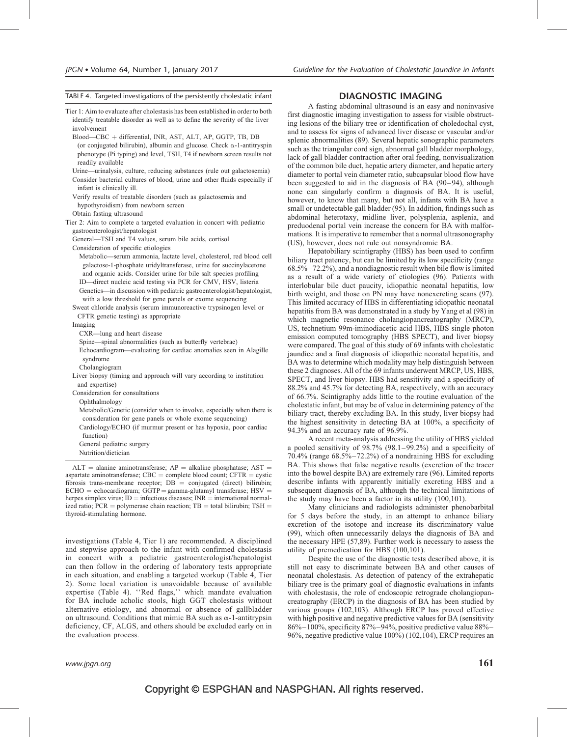TABLE 4. Targeted investigations of the persistently cholestatic infant

Tier 1: Aim to evaluate after cholestasis has been established in order to both identify treatable disorder as well as to define the severity of the liver involvement

- Blood—CBC + differential, INR, AST, ALT, AP, GGTP, TB, DB (or conjugated bilirubin), albumin and glucose. Check α-1-antitryspin phenotype (Pi typing) and level, TSH, T4 if newborn screen results not readily available
- Urine—urinalysis, culture, reducing substances (rule out galactosemia)
- Consider bacterial cultures of blood, urine and other fluids especially if infant is clinically ill.
- Verify results of treatable disorders (such as galactosemia and hypothyroidism) from newborn screen
- Obtain fasting ultrasound

Tier 2: Aim to complete a targeted evaluation in concert with pediatric gastroenterologist/hepatologist

- General—TSH and T4 values, serum bile acids, cortisol
- Consideration of specific etiologies
  - Metabolic—serum ammonia, lactate level, cholesterol, red blood cell galactose-1-phosphate uridyltransferase, urine for succinylacetone and organic acids. Consider urine for bile salt species profiling
  - ID—direct nucleic acid testing via PCR for CMV, HSV, listeria
  - Genetics—in discussion with pediatric gastroenterologist/hepatologist, with a low threshold for gene panels or exome sequencing
- Sweat chloride analysis (serum immunoreactive trypsinogen level or CFTR genetic testing) as appropriate
- Imaging
  - CXR—lung and heart disease
  - Spine—spinal abnormalities (such as butterfly vertebrae)
  - Echocardiogram—evaluating for cardiac anomalies seen in Alagille syndrome
  - Cholangiogram
- Liver biopsy (timing and approach will vary according to institution and expertise)
- Consideration for consultations
  - Ophthalmology
  - Metabolic/Genetic (consider when to involve, especially when there is consideration for gene panels or whole exome sequencing)
  - Cardiology/ECHO (if murmur present or has hypoxia, poor cardiac function)
  - General pediatric surgery
  - Nutrition/dietician

ALT = alanine aminotransferase; AP = alkaline phosphatase; AST = aspartate aminotransferase; CBC = complete blood count; CFTR = cystic fibrosis trans-membrane receptor; DB = conjugated (direct) bilirubin; ECHO = echocardiogram; GGTP = gamma-glutamyl transferase; HSV = herpes simplex virus; ID = infectious diseases; INR = international normalized ratio; PCR = polymerase chain reaction; TB = total bilirubin; TSH = thyroid-stimulating hormone.

investigations (Table 4, Tier 1) are recommended. A disciplined and stepwise approach to the infant with confirmed cholestasis in concert with a pediatric gastroenterologist/hepatologist can then follow in the ordering of laboratory tests appropriate in each situation, and enabling a targeted workup (Table 4, Tier 2). Some local variation is unavoidable because of available expertise (Table 4). ''Red flags,'' which mandate evaluation for BA include acholic stools, high GGT cholestasis without alternative etiology, and abnormal or absence of gallbladder on ultrasound. Conditions that mimic BA such as α-1-antitrypsin deficiency, CF, ALGS, and others should be excluded early on in the evaluation process.

## DIAGNOSTIC IMAGING

A fasting abdominal ultrasound is an easy and noninvasive first diagnostic imaging investigation to assess for visible obstructing lesions of the biliary tree or identification of choledochal cyst, and to assess for signs of advanced liver disease or vascular and/or splenic abnormalities (89). Several hepatic sonographic parameters such as the triangular cord sign, abnormal gall bladder morphology, lack of gall bladder contraction after oral feeding, nonvisualization of the common bile duct, hepatic artery diameter, and hepatic artery diameter to portal vein diameter ratio, subcapsular blood flow have been suggested to aid in the diagnosis of BA (90–94), although none can singularly confirm a diagnosis of BA. It is useful, however, to know that many, but not all, infants with BA have a small or undetectable gall bladder (95). In addition, findings such as abdominal heterotaxy, midline liver, polysplenia, asplenia, and preduodenal portal vein increase the concern for BA with malformations. It is imperative to remember that a normal ultrasonography (US), however, does not rule out nonsyndromic BA.

Hepatobiliary scintigraphy (HBS) has been used to confirm biliary tract patency, but can be limited by its low specificity (range 68.5%–72.2%), and a nondiagnostic result when bile flow is limited as a result of a wide variety of etiologies (96). Patients with interlobular bile duct paucity, idiopathic neonatal hepatitis, low birth weight, and those on PN may have nonexcreting scans (97). This limited accuracy of HBS in differentiating idiopathic neonatal hepatitis from BA was demonstrated in a study by Yang et al (98) in which magnetic resonance cholangiopancreatography (MRCP), US, technetium 99m-iminodiacetic acid HBS, HBS single photon emission computed tomography (HBS SPECT), and liver biopsy were compared. The goal of this study of 69 infants with cholestatic jaundice and a final diagnosis of idiopathic neonatal hepatitis, and BA was to determine which modality may help distinguish between these 2 diagnoses. All of the 69 infants underwent MRCP, US, HBS, SPECT, and liver biopsy. HBS had sensitivity and a specificity of 88.2% and 45.7% for detecting BA, respectively, with an accuracy of 66.7%. Scintigraphy adds little to the routine evaluation of the cholestatic infant, but may be of value in determining patency of the biliary tract, thereby excluding BA. In this study, liver biopsy had the highest sensitivity in detecting BA at 100%, a specificity of 94.3% and an accuracy rate of 96.9%.

A recent meta-analysis addressing the utility of HBS yielded a pooled sensitivity of 98.7% (98.1–99.2%) and a specificity of 70.4% (range 68.5%–72.2%) of a nondraining HBS for excluding BA. This shows that false negative results (excretion of the tracer into the bowel despite BA) are extremely rare (96). Limited reports describe infants with apparently initially excreting HBS and a subsequent diagnosis of BA, although the technical limitations of the study may have been a factor in its utility (100,101).

Many clinicians and radiologists administer phenobarbital for 5 days before the study, in an attempt to enhance biliary excretion of the isotope and increase its discriminatory value (99), which often unnecessarily delays the diagnosis of BA and the necessary HPE (57,89). Further work is necessary to assess the utility of premedication for HBS (100,101).

Despite the use of the diagnostic tests described above, it is still not easy to discriminate between BA and other causes of neonatal cholestasis. As detection of patency of the extrahepatic biliary tree is the primary goal of diagnostic evaluations in infants with cholestasis, the role of endoscopic retrograde cholangiopancreatography (ERCP) in the diagnosis of BA has been studied by various groups (102,103). Although ERCP has proved effective with high positive and negative predictive values for BA (sensitivity 86%–100%, specificity 87%–94%, positive predictive value 88%–96%, negative predictive value 100%) (102,104), ERCP requires an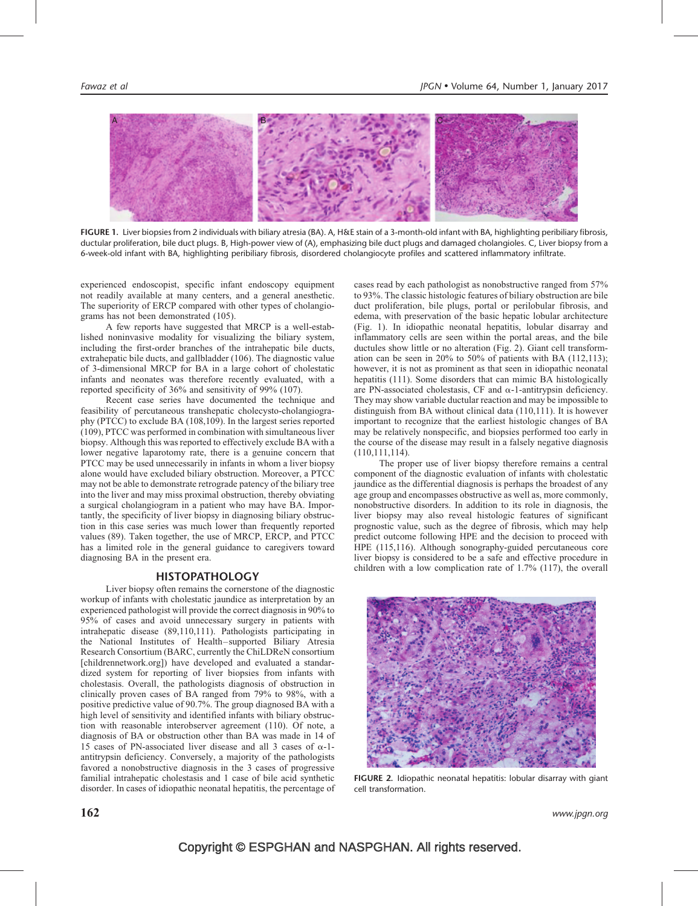FIGURE 1. Liver biopsies from 2 individuals with biliary atresia (BA). A, H&E stain of a 3-month-old infant with BA, highlighting peribiliary fibrosis, ductular proliferation, bile duct plugs. B, High-power view of (A), emphasizing bile duct plugs and damaged cholangioles. C, Liver biopsy from a 6-week-old infant with BA, highlighting peribiliary fibrosis, disordered cholangiocyte profiles and scattered inflammatory infiltrate.

experienced endoscopist, specific infant endoscopy equipment not readily available at many centers, and a general anesthetic. The superiority of ERCP compared with other types of cholangiograms has not been demonstrated (105).

A few reports have suggested that MRCP is a well-established noninvasive modality for visualizing the biliary system, including the first-order branches of the intrahepatic bile ducts, extrahepatic bile ducts, and gallbladder (106). The diagnostic value of 3-dimensional MRCP for BA in a large cohort of cholestatic infants and neonates was therefore recently evaluated, with a reported specificity of 36% and sensitivity of 99% (107).

Recent case series have documented the technique and feasibility of percutaneous transhepatic cholecysto-cholangiography (PTCC) to exclude BA (108,109). In the largest series reported (109), PTCC was performed in combination with simultaneous liver biopsy. Although this was reported to effectively exclude BA with a lower negative laparotomy rate, there is a genuine concern that PTCC may be used unnecessarily in infants in whom a liver biopsy alone would have excluded biliary obstruction. Moreover, a PTCC may not be able to demonstrate retrograde patency of the biliary tree into the liver and may miss proximal obstruction, thereby obviating a surgical cholangiogram in a patient who may have BA. Importantly, the specificity of liver biopsy in diagnosing biliary obstruction in this case series was much lower than frequently reported values (89). Taken together, the use of MRCP, ERCP, and PTCC has a limited role in the general guidance to caregivers toward diagnosing BA in the present era.

## HISTOPATHOLOGY

Liver biopsy often remains the cornerstone of the diagnostic workup of infants with cholestatic jaundice as interpretation by an experienced pathologist will provide the correct diagnosis in 90% to 95% of cases and avoid unnecessary surgery in patients with intrahepatic disease (89,110,111). Pathologists participating in the National Institutes of Health–supported Biliary Atresia Research Consortium (BARC, currently the ChiLDReN consortium [childrennetwork.org]) have developed and evaluated a standardized system for reporting of liver biopsies from infants with cholestasis. Overall, the pathologists diagnosis of obstruction in clinically proven cases of BA ranged from 79% to 98%, with a positive predictive value of 90.7%. The group diagnosed BA with a high level of sensitivity and identified infants with biliary obstruction with reasonable interobserver agreement (110). Of note, a diagnosis of BA or obstruction other than BA was made in 14 of 15 cases of PN-associated liver disease and all 3 cases of α-1-antitrypsin deficiency. Conversely, a majority of the pathologists favored a nonobstructive diagnosis in the 3 cases of progressive familial intrahepatic cholestasis and 1 case of bile acid synthetic disorder. In cases of idiopathic neonatal hepatitis, the percentage of cases read by each pathologist as nonobstructive ranged from 57% to 93%. The classic histologic features of biliary obstruction are bile duct proliferation, bile plugs, portal or perilobular fibrosis, and edema, with preservation of the basic hepatic lobular architecture (Fig. 1). In idiopathic neonatal hepatitis, lobular disarray and inflammatory cells are seen within the portal areas, and the bile ductules show little or no alteration (Fig. 2). Giant cell transformation can be seen in 20% to 50% of patients with BA (112,113); however, it is not as prominent as that seen in idiopathic neonatal hepatitis (111). Some disorders that can mimic BA histologically are PN-associated cholestasis, CF and α-1-antitrypsin deficiency. They may show variable ductular reaction and may be impossible to distinguish from BA without clinical data (110,111). It is however important to recognize that the earliest histologic changes of BA may be relatively nonspecific, and biopsies performed too early in the course of the disease may result in a falsely negative diagnosis (110,111,114).

The proper use of liver biopsy therefore remains a central component of the diagnostic evaluation of infants with cholestatic jaundice as the differential diagnosis is perhaps the broadest of any age group and encompasses obstructive as well as, more commonly, nonobstructive disorders. In addition to its role in diagnosis, the liver biopsy may also reveal histologic features of significant prognostic value, such as the degree of fibrosis, which may help predict outcome following HPE and the decision to proceed with HPE (115,116). Although sonography-guided percutaneous core liver biopsy is considered to be a safe and effective procedure in children with a low complication rate of 1.7% (117), the overall

FIGURE 2. Idiopathic neonatal hepatitis: lobular disarray with giant cell transformation.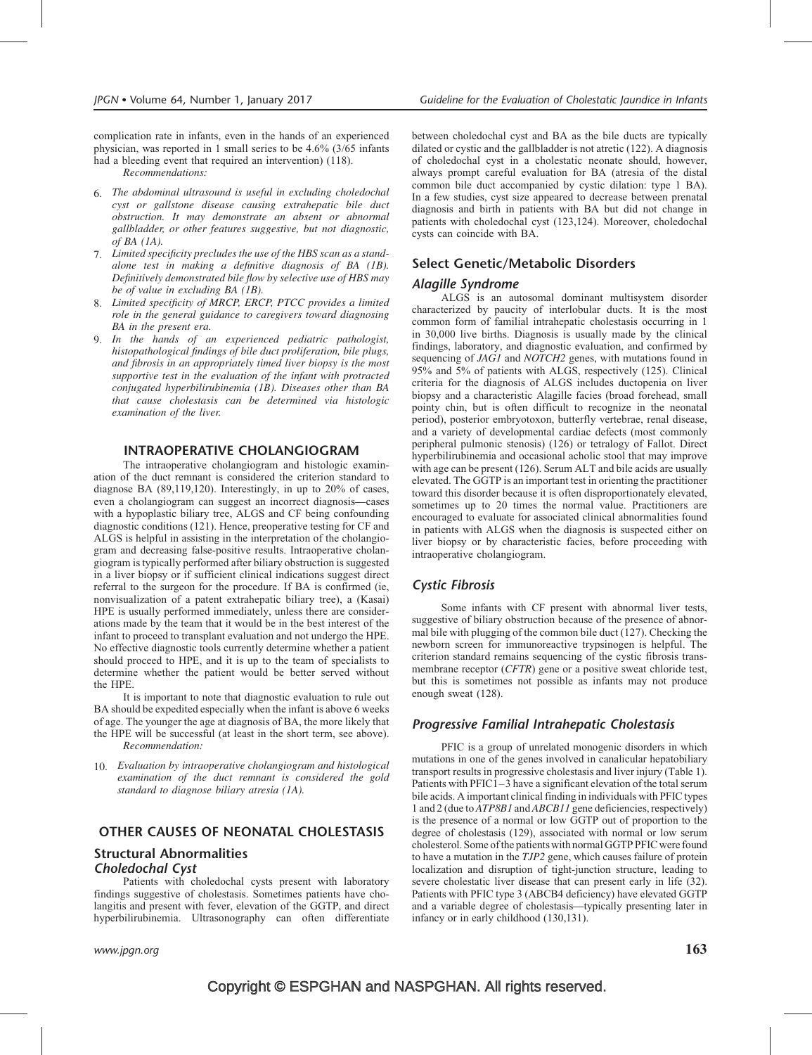complication rate in infants, even in the hands of an experienced physician, was reported in 1 small series to be 4.6% (3/65 infants had a bleeding event that required an intervention) (118).

*Recommendations:*

6. *The abdominal ultrasound is useful in excluding choledochal cyst or gallstone disease causing extrahepatic bile duct obstruction. It may demonstrate an absent or abnormal gallbladder, or other features suggestive, but not diagnostic, of BA (1A).*
7. *Limited specificity precludes the use of the HBS scan as a stand-alone test in making a definitive diagnosis of BA (1B). Definitively demonstrated bile flow by selective use of HBS may be of value in excluding BA (1B).*
8. *Limited specificity of MRCP, ERCP, PTCC provides a limited role in the general guidance to caregivers toward diagnosing BA in the present era.*
9. *In the hands of an experienced pediatric pathologist, histopathological findings of bile duct proliferation, bile plugs, and fibrosis in an appropriately timed liver biopsy is the most supportive test in the evaluation of the infant with protracted conjugated hyperbilirubinemia (1B). Diseases other than BA that cause cholestasis can be determined via histologic examination of the liver.*

## INTRAOPERATIVE CHOLANGIOGRAM

The intraoperative cholangiogram and histologic examination of the duct remnant is considered the criterion standard to diagnose BA (89,119,120). Interestingly, in up to 20% of cases, even a cholangiogram can suggest an incorrect diagnosis—cases with a hypoplastic biliary tree, ALGS and CF being confounding diagnostic conditions (121). Hence, preoperative testing for CF and ALGS is helpful in assisting in the interpretation of the cholangiogram and decreasing false-positive results. Intraoperative cholangiogram is typically performed after biliary obstruction is suggested in a liver biopsy or if sufficient clinical indications suggest direct referral to the surgeon for the procedure. If BA is confirmed (ie, nonvisualization of a patent extrahepatic biliary tree), a (Kasai) HPE is usually performed immediately, unless there are considerations made by the team that it would be in the best interest of the infant to proceed to transplant evaluation and not undergo the HPE. No effective diagnostic tools currently determine whether a patient should proceed to HPE, and it is up to the team of specialists to determine whether the patient would be better served without the HPE.

It is important to note that diagnostic evaluation to rule out BA should be expedited especially when the infant is above 6 weeks of age. The younger the age at diagnosis of BA, the more likely that the HPE will be successful (at least in the short term, see above).

*Recommendation:*

10. *Evaluation by intraoperative cholangiogram and histological examination of the duct remnant is considered the gold standard to diagnose biliary atresia (1A).*

## OTHER CAUSES OF NEONATAL CHOLESTASIS

### Structural Abnormalities

#### *Choledochal Cyst*

Patients with choledochal cysts present with laboratory findings suggestive of cholestasis. Sometimes patients have cholangitis and present with fever, elevation of the GGTP, and direct hyperbilirubinemia. Ultrasonography can often differentiate between choledochal cyst and BA as the bile ducts are typically dilated or cystic and the gallbladder is not atretic (122). A diagnosis of choledochal cyst in a cholestatic neonate should, however, always prompt careful evaluation for BA (atresia of the distal common bile duct accompanied by cystic dilation: type 1 BA). In a few studies, cyst size appeared to decrease between prenatal diagnosis and birth in patients with BA but did not change in patients with choledochal cyst (123,124). Moreover, choledochal cysts can coincide with BA.

### Select Genetic/Metabolic Disorders

#### *Alagille Syndrome*

ALGS is an autosomal dominant multisystem disorder characterized by paucity of interlobular ducts. It is the most common form of familial intrahepatic cholestasis occurring in 1 in 30,000 live births. Diagnosis is usually made by the clinical findings, laboratory, and diagnostic evaluation, and confirmed by sequencing of *JAG1* and *NOTCH2* genes, with mutations found in 95% and 5% of patients with ALGS, respectively (125). Clinical criteria for the diagnosis of ALGS includes ductopenia on liver biopsy and a characteristic Alagille facies (broad forehead, small pointy chin, but is often difficult to recognize in the neonatal period), posterior embryotoxon, butterfly vertebrae, renal disease, and a variety of developmental cardiac defects (most commonly peripheral pulmonic stenosis) (126) or tetralogy of Fallot. Direct hyperbilirubinemia and occasional acholic stool that may improve with age can be present (126). Serum ALT and bile acids are usually elevated. The GGTP is an important test in orienting the practitioner toward this disorder because it is often disproportionately elevated, sometimes up to 20 times the normal value. Practitioners are encouraged to evaluate for associated clinical abnormalities found in patients with ALGS when the diagnosis is suspected either on liver biopsy or by characteristic facies, before proceeding with intraoperative cholangiogram.

#### *Cystic Fibrosis*

Some infants with CF present with abnormal liver tests, suggestive of biliary obstruction because of the presence of abnormal bile with plugging of the common bile duct (127). Checking the newborn screen for immunoreactive trypsinogen is helpful. The criterion standard remains sequencing of the cystic fibrosis transmembrane receptor (*CFTR*) gene or a positive sweat chloride test, but this is sometimes not possible as infants may not produce enough sweat (128).

#### *Progressive Familial Intrahepatic Cholestasis*

PFIC is a group of unrelated monogenic disorders in which mutations in one of the genes involved in canalicular hepatobiliary transport results in progressive cholestasis and liver injury (Table 1). Patients with PFIC1–3 have a significant elevation of the total serum bile acids. A important clinical finding in individuals with PFIC types 1 and 2 (due to *ATP8B1* and *ABCB11* gene deficiencies, respectively) is the presence of a normal or low GGTP out of proportion to the degree of cholestasis (129), associated with normal or low serum cholesterol. Some of the patients with normal GGTP PFIC were found to have a mutation in the *TJP2* gene, which causes failure of protein localization and disruption of tight-junction structure, leading to severe cholestatic liver disease that can present early in life (32). Patients with PFIC type 3 (ABCB4 deficiency) have elevated GGTP and a variable degree of cholestasis—typically presenting later in infancy or in early childhood (130,131).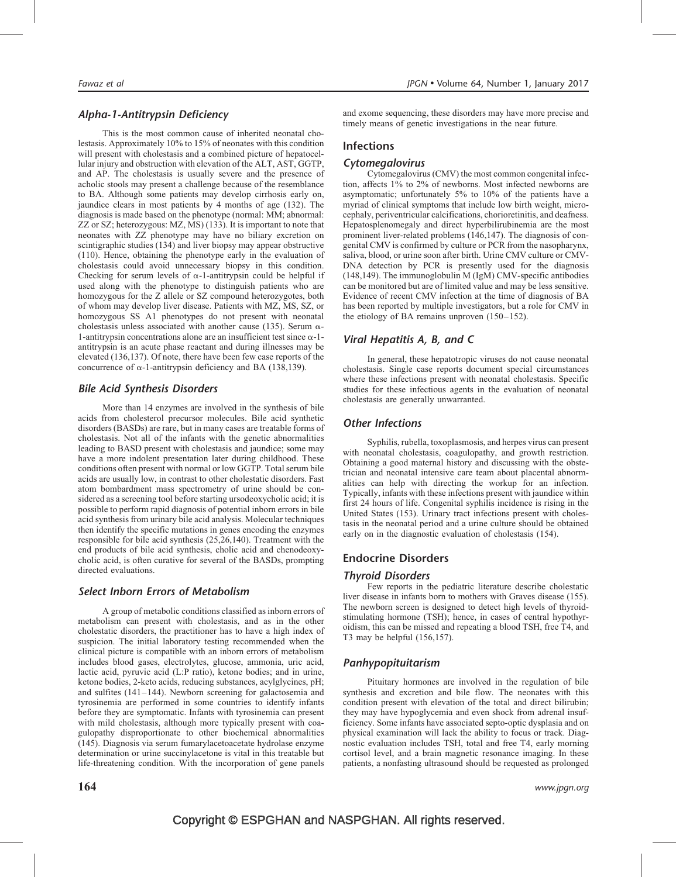### Alpha-1-Antitrypsin Deficiency

This is the most common cause of inherited neonatal cholestasis. Approximately 10% to 15% of neonates with this condition will present with cholestasis and a combined picture of hepatocellular injury and obstruction with elevation of the ALT, AST, GGTP, and AP. The cholestasis is usually severe and the presence of acholic stools may present a challenge because of the resemblance to BA. Although some patients may develop cirrhosis early on, jaundice clears in most patients by 4 months of age (132). The diagnosis is made based on the phenotype (normal: MM; abnormal: ZZ or SZ; heterozygous: MZ, MS) (133). It is important to note that neonates with ZZ phenotype may have no biliary excretion on scintigraphic studies (134) and liver biopsy may appear obstructive (110). Hence, obtaining the phenotype early in the evaluation of cholestasis could avoid unnecessary biopsy in this condition. Checking for serum levels of α-1-antitrypsin could be helpful if used along with the phenotype to distinguish patients who are homozygous for the Z allele or SZ compound heterozygotes, both of whom may develop liver disease. Patients with MZ, MS, SZ, or homozygous SS A1 phenotypes do not present with neonatal cholestasis unless associated with another cause (135). Serum α-1-antitrypsin concentrations alone are an insufficient test since α-1-antitrypsin is an acute phase reactant and during illnesses may be elevated (136,137). Of note, there have been few case reports of the concurrence of α-1-antitrypsin deficiency and BA (138,139).

### Bile Acid Synthesis Disorders

More than 14 enzymes are involved in the synthesis of bile acids from cholesterol precursor molecules. Bile acid synthetic disorders (BASDs) are rare, but in many cases are treatable forms of cholestasis. Not all of the infants with the genetic abnormalities leading to BASD present with cholestasis and jaundice; some may have a more indolent presentation later during childhood. These conditions often present with normal or low GGTP. Total serum bile acids are usually low, in contrast to other cholestatic disorders. Fast atom bombardment mass spectrometry of urine should be considered as a screening tool before starting ursodeoxycholic acid; it is possible to perform rapid diagnosis of potential inborn errors in bile acid synthesis from urinary bile acid analysis. Molecular techniques then identify the specific mutations in genes encoding the enzymes responsible for bile acid synthesis (25,26,140). Treatment with the end products of bile acid synthesis, cholic acid and chenodeoxycholic acid, is often curative for several of the BASDs, prompting directed evaluations.

### Select Inborn Errors of Metabolism

A group of metabolic conditions classified as inborn errors of metabolism can present with cholestasis, and as in the other cholestatic disorders, the practitioner has to have a high index of suspicion. The initial laboratory testing recommended when the clinical picture is compatible with an inborn errors of metabolism includes blood gases, electrolytes, glucose, ammonia, uric acid, lactic acid, pyruvic acid (L:P ratio), ketone bodies; and in urine, ketone bodies, 2-keto acids, reducing substances, acylglycines, pH; and sulfites (141–144). Newborn screening for galactosemia and tyrosinemia are performed in some countries to identify infants before they are symptomatic. Infants with tyrosinemia can present with mild cholestasis, although more typically present with coagulopathy disproportionate to other biochemical abnormalities (145). Diagnosis via serum fumarylacetoacetate hydrolase enzyme determination or urine succinylacetone is vital in this treatable but life-threatening condition. With the incorporation of gene panels and exome sequencing, these disorders may have more precise and timely means of genetic investigations in the near future.

## Infections

### Cytomegalovirus

Cytomegalovirus (CMV) the most common congenital infection, affects 1% to 2% of newborns. Most infected newborns are asymptomatic; unfortunately 5% to 10% of the patients have a myriad of clinical symptoms that include low birth weight, microcephaly, periventricular calcifications, chorioretinitis, and deafness. Hepatosplenomegaly and direct hyperbilirubinemia are the most prominent liver-related problems (146,147). The diagnosis of congenital CMV is confirmed by culture or PCR from the nasopharynx, saliva, blood, or urine soon after birth. Urine CMV culture or CMV-DNA detection by PCR is presently used for the diagnosis (148,149). The immunoglobulin M (IgM) CMV-specific antibodies can be monitored but are of limited value and may be less sensitive. Evidence of recent CMV infection at the time of diagnosis of BA has been reported by multiple investigators, but a role for CMV in the etiology of BA remains unproven (150–152).

### Viral Hepatitis A, B, and C

In general, these hepatotropic viruses do not cause neonatal cholestasis. Single case reports document special circumstances where these infections present with neonatal cholestasis. Specific studies for these infectious agents in the evaluation of neonatal cholestasis are generally unwarranted.

### Other Infections

Syphilis, rubella, toxoplasmosis, and herpes virus can present with neonatal cholestasis, coagulopathy, and growth restriction. Obtaining a good maternal history and discussing with the obstetrician and neonatal intensive care team about placental abnormalities can help with directing the workup for an infection. Typically, infants with these infections present with jaundice within first 24 hours of life. Congenital syphilis incidence is rising in the United States (153). Urinary tract infections present with cholestasis in the neonatal period and a urine culture should be obtained early on in the diagnostic evaluation of cholestasis (154).

## Endocrine Disorders

### Thyroid Disorders

Few reports in the pediatric literature describe cholestatic liver disease in infants born to mothers with Graves disease (155). The newborn screen is designed to detect high levels of thyroid-stimulating hormone (TSH); hence, in cases of central hypothyroidism, this can be missed and repeating a blood TSH, free T4, and T3 may be helpful (156,157).

### Panhypopituitarism

Pituitary hormones are involved in the regulation of bile synthesis and excretion and bile flow. The neonates with this condition present with elevation of the total and direct bilirubin; they may have hypoglycemia and even shock from adrenal insufficiency. Some infants have associated septo-optic dysplasia and on physical examination will lack the ability to focus or track. Diagnostic evaluation includes TSH, total and free T4, early morning cortisol level, and a brain magnetic resonance imaging. In these patients, a nonfasting ultrasound should be requested as prolonged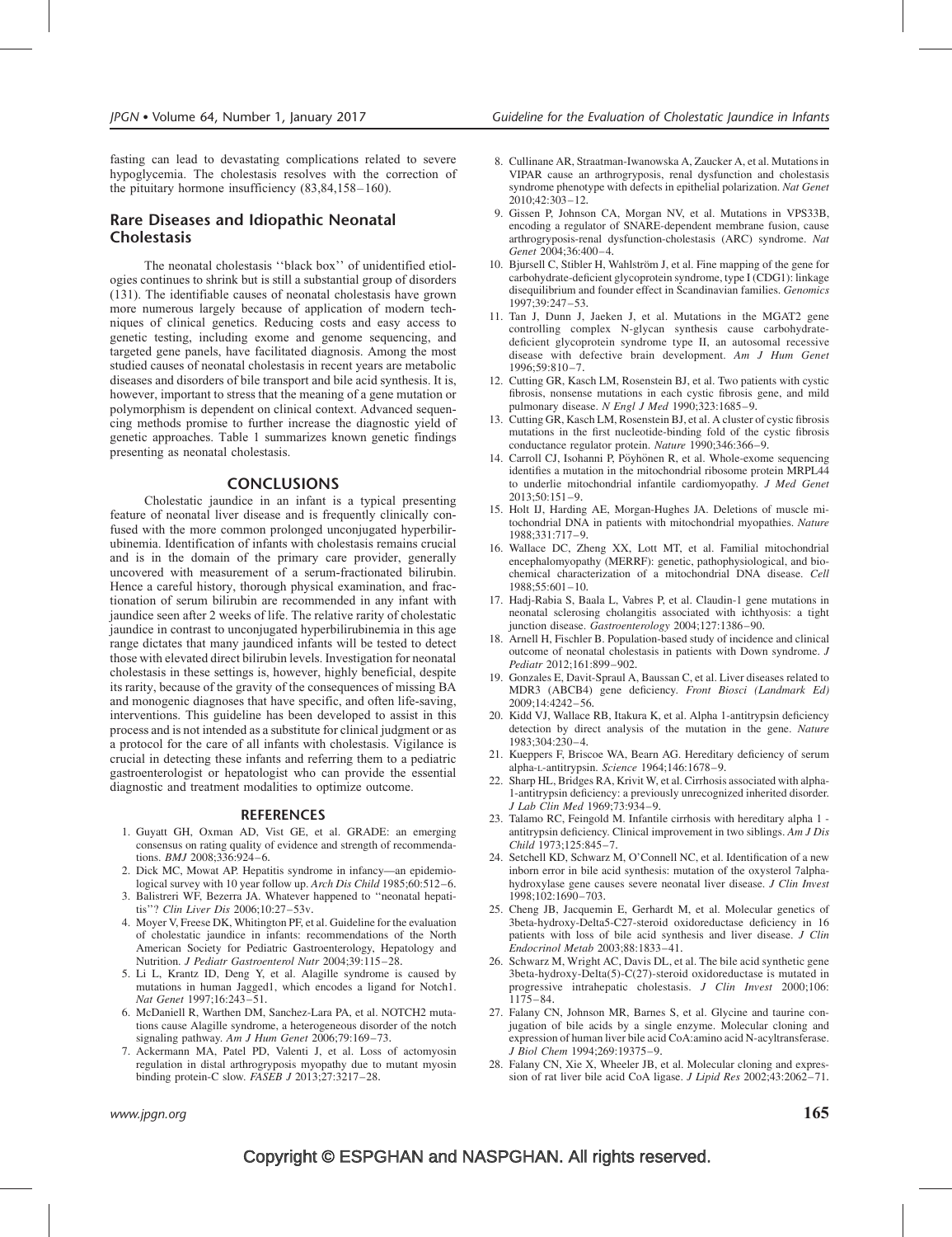fasting can lead to devastating complications related to severe hypoglycemia. The cholestasis resolves with the correction of the pituitary hormone insufficiency (83,84,158–160).

## Rare Diseases and Idiopathic Neonatal Cholestasis

The neonatal cholestasis ''black box'' of unidentified etiologies continues to shrink but is still a substantial group of disorders (131). The identifiable causes of neonatal cholestasis have grown more numerous largely because of application of modern techniques of clinical genetics. Reducing costs and easy access to genetic testing, including exome and genome sequencing, and targeted gene panels, have facilitated diagnosis. Among the most studied causes of neonatal cholestasis in recent years are metabolic diseases and disorders of bile transport and bile acid synthesis. It is, however, important to stress that the meaning of a gene mutation or polymorphism is dependent on clinical context. Advanced sequencing methods promise to further increase the diagnostic yield of genetic approaches. Table 1 summarizes known genetic findings presenting as neonatal cholestasis.

## CONCLUSIONS

Cholestatic jaundice in an infant is a typical presenting feature of neonatal liver disease and is frequently clinically confused with the more common prolonged unconjugated hyperbilirubinemia. Identification of infants with cholestasis remains crucial and is in the domain of the primary care provider, generally uncovered with measurement of a serum-fractionated bilirubin. Hence a careful history, thorough physical examination, and fractionation of serum bilirubin are recommended in any infant with jaundice seen after 2 weeks of life. The relative rarity of cholestatic jaundice in contrast to unconjugated hyperbilirubinemia in this age range dictates that many jaundiced infants will be tested to detect those with elevated direct bilirubin levels. Investigation for neonatal cholestasis in these settings is, however, highly beneficial, despite its rarity, because of the gravity of the consequences of missing BA and monogenic diagnoses that have specific, and often life-saving, interventions. This guideline has been developed to assist in this process and is not intended as a substitute for clinical judgment or as a protocol for the care of all infants with cholestasis. Vigilance is crucial in detecting these infants and referring them to a pediatric gastroenterologist or hepatologist who can provide the essential diagnostic and treatment modalities to optimize outcome.

## REFERENCES

1. Guyatt GH, Oxman AD, Vist GE, et al. GRADE: an emerging consensus on rating quality of evidence and strength of recommendations. *BMJ* 2008;336:924–6.
2. Dick MC, Mowat AP. Hepatitis syndrome in infancy—an epidemiological survey with 10 year follow up. *Arch Dis Child* 1985;60:512–6.
3. Balistreri WF, Bezerra JA. Whatever happened to ''neonatal hepatitis''? *Clin Liver Dis* 2006;10:27–53v.
4. Moyer V, Freese DK, Whitington PF, et al. Guideline for the evaluation of cholestatic jaundice in infants: recommendations of the North American Society for Pediatric Gastroenterology, Hepatology and Nutrition. *J Pediatr Gastroenterol Nutr* 2004;39:115–28.
5. Li L, Krantz ID, Deng Y, et al. Alagille syndrome is caused by mutations in human Jagged1, which encodes a ligand for Notch1. *Nat Genet* 1997;16:243–51.
6. McDaniell R, Warthen DM, Sanchez-Lara PA, et al. NOTCH2 mutations cause Alagille syndrome, a heterogeneous disorder of the notch signaling pathway. *Am J Hum Genet* 2006;79:169–73.
7. Ackermann MA, Patel PD, Valenti J, et al. Loss of actomyosin regulation in distal arthrogryposis myopathy due to mutant myosin binding protein-C slow. *FASEB J* 2013;27:3217–28.
8. Cullinane AR, Straatman-Iwanowska A, Zaucker A, et al. Mutations in VIPAR cause an arthrogryposis, renal dysfunction and cholestasis syndrome phenotype with defects in epithelial polarization. *Nat Genet* 2010;42:303–12.
9. Gissen P, Johnson CA, Morgan NV, et al. Mutations in VPS33B, encoding a regulator of SNARE-dependent membrane fusion, cause arthrogryposis-renal dysfunction-cholestasis (ARC) syndrome. *Nat Genet* 2004;36:400–4.
10. Bjursell C, Stibler H, Wahlström J, et al. Fine mapping of the gene for carbohydrate-deficient glycoprotein syndrome, type I (CDG1): linkage disequilibrium and founder effect in Scandinavian families. *Genomics* 1997;39:247–53.
11. Tan J, Dunn J, Jaeken J, et al. Mutations in the MGAT2 gene controlling complex N-glycan synthesis cause carbohydrate-deficient glycoprotein syndrome type II, an autosomal recessive disease with defective brain development. *Am J Hum Genet* 1996;59:810–7.
12. Cutting GR, Kasch LM, Rosenstein BJ, et al. Two patients with cystic fibrosis, nonsense mutations in each cystic fibrosis gene, and mild pulmonary disease. *N Engl J Med* 1990;323:1685–9.
13. Cutting GR, Kasch LM, Rosenstein BJ, et al. A cluster of cystic fibrosis mutations in the first nucleotide-binding fold of the cystic fibrosis conductance regulator protein. *Nature* 1990;346:366–9.
14. Carroll CJ, Isohanni P, Pöyhönen R, et al. Whole-exome sequencing identifies a mutation in the mitochondrial ribosome protein MRPL44 to underlie mitochondrial infantile cardiomyopathy. *J Med Genet* 2013;50:151–9.
15. Holt IJ, Harding AE, Morgan-Hughes JA. Deletions of muscle mitochondrial DNA in patients with mitochondrial myopathies. *Nature* 1988;331:717–9.
16. Wallace DC, Zheng XX, Lott MT, et al. Familial mitochondrial encephalomyopathy (MERRF): genetic, pathophysiological, and biochemical characterization of a mitochondrial DNA disease. *Cell* 1988;55:601–10.
17. Hadj-Rabia S, Baala L, Vabres P, et al. Claudin-1 gene mutations in neonatal sclerosing cholangitis associated with ichthyosis: a tight junction disease. *Gastroenterology* 2004;127:1386–90.
18. Arnell H, Fischler B. Population-based study of incidence and clinical outcome of neonatal cholestasis in patients with Down syndrome. *J Pediatr* 2012;161:899–902.
19. Gonzales E, Davit-Spraul A, Baussan C, et al. Liver diseases related to MDR3 (ABCB4) gene deficiency. *Front Biosci (Landmark Ed)* 2009;14:4242–56.
20. Kidd VJ, Wallace RB, Itakura K, et al. Alpha 1-antitrypsin deficiency detection by direct analysis of the mutation in the gene. *Nature* 1983;304:230–4.
21. Kueppers F, Briscoe WA, Bearn AG. Hereditary deficiency of serum alpha-L-antitrypsin. *Science* 1964;146:1678–9.
22. Sharp HL, Bridges RA, Krivit W, et al. Cirrhosis associated with alpha-1-antitrypsin deficiency: a previously unrecognized inherited disorder. *J Lab Clin Med* 1969;73:934–9.
23. Talamo RC, Feingold M. Infantile cirrhosis with hereditary alpha 1-antitrypsin deficiency. Clinical improvement in two siblings. *Am J Dis Child* 1973;125:845–7.
24. Setchell KD, Schwarz M, O'Connell NC, et al. Identification of a new inborn error in bile acid synthesis: mutation of the oxysterol 7alpha-hydroxylase gene causes severe neonatal liver disease. *J Clin Invest* 1998;102:1690–703.
25. Cheng JB, Jacquemin E, Gerhardt M, et al. Molecular genetics of 3beta-hydroxy-Delta5-C27-steroid oxidoreductase deficiency in 16 patients with loss of bile acid synthesis and liver disease. *J Clin Endocrinol Metab* 2003;88:1833–41.
26. Schwarz M, Wright AC, Davis DL, et al. The bile acid synthetic gene 3beta-hydroxy-Delta(5)-C(27)-steroid oxidoreductase is mutated in progressive intrahepatic cholestasis. *J Clin Invest* 2000;106:1175–84.
27. Falany CN, Johnson MR, Barnes S, et al. Glycine and taurine conjugation of bile acids by a single enzyme. Molecular cloning and expression of human liver bile acid CoA:amino acid N-acyltransferase. *J Biol Chem* 1994;269:19375–9.
28. Falany CN, Xie X, Wheeler JB, et al. Molecular cloning and expression of rat liver bile acid CoA ligase. *J Lipid Res* 2002;43:2062–71.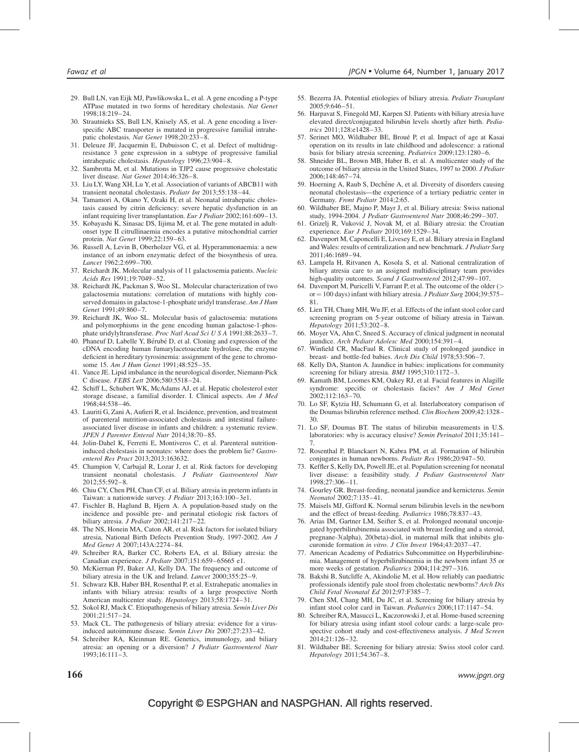29. Bull LN, van Eijk MJ, Pawlikowska L, et al. A gene encoding a P-type ATPase mutated in two forms of hereditary cholestasis. *Nat Genet* 1998;18:219–24.
30. Strautnieks SS, Bull LN, Knisely AS, et al. A gene encoding a liver-specific ABC transporter is mutated in progressive familial intrahepatic cholestasis. *Nat Genet* 1998;20:233–8.
31. Deleuze JF, Jacquemin E, Dubuisson C, et al. Defect of multidrug-resistance 3 gene expression in a subtype of progressive familial intrahepatic cholestasis. *Hepatology* 1996;23:904–8.
32. Sambrotta M, et al. Mutations in TJP2 cause progressive cholestatic liver disease. *Nat Genet* 2014;46:326–8.
33. Liu LY, Wang XH, Lu Y, et al. Association of variants of ABCB11 with transient neonatal cholestasis. *Pediatr Int* 2013;55:138–44.
34. Tamamori A, Okano Y, Ozaki H, et al. Neonatal intrahepatic cholestasis caused by citrin deficiency: severe hepatic dysfunction in an infant requiring liver transplantation. *Eur J Pediatr* 2002;161:609–13.
35. Kobayashi K, Sinasac DS, Iijima M, et al. The gene mutated in adult-onset type II citrullinaemia encodes a putative mitochondrial carrier protein. *Nat Genet* 1999;22:159–63.
36. Russell A, Levin B, Oberholzer VG, et al. Hyperammonaemia: a new instance of an inborn enzymatic defect of the biosynthesis of urea. *Lancet* 1962;2:699–700.
37. Reichardt JK. Molecular analysis of 11 galactosemia patients. *Nucleic Acids Res* 1991;19:7049–52.
38. Reichardt JK, Packman S, Woo SL. Molecular characterization of two galactosemia mutations: correlation of mutations with highly conserved domains in galactose-1-phosphate uridyl transferase. *Am J Hum Genet* 1991;49:860–7.
39. Reichardt JK, Woo SL. Molecular basis of galactosemia: mutations and polymorphisms in the gene encoding human galactose-1-phosphate uridylyltransferase. *Proc Natl Acad Sci U S A* 1991;88:2633–7.
40. Phaneuf D, Labelle Y, Bérubé D, et al. Cloning and expression of the cDNA encoding human fumarylacetoacetate hydrolase, the enzyme deficient in hereditary tyrosinemia: assignment of the gene to chromosome 15. *Am J Hum Genet* 1991;48:525–35.
41. Vance JE. Lipid imbalance in the neurological disorder, Niemann-Pick C disease. *FEBS Lett* 2006;580:5518–24.
42. Schiff L, Schubert WK, McAdams AJ, et al. Hepatic cholesterol ester storage disease, a familial disorder. I. Clinical aspects. *Am J Med* 1968;44:538–46.
43. Lauriti G, Zani A, Aufieri R, et al. Incidence, prevention, and treatment of parenteral nutrition-associated cholestasis and intestinal failure-associated liver disease in infants and children: a systematic review. *JPEN J Parenter Enteral Nutr* 2014;38:70–85.
44. Jolin-Dahel K, Ferretti E, Montiveros C, et al. Parenteral nutrition-induced cholestasis in neonates: where does the problem lie? *Gastroenterol Res Pract* 2013;2013:163632.
45. Champion V, Carbajal R, Lozar J, et al. Risk factors for developing transient neonatal cholestasis. *J Pediatr Gastroenterol Nutr* 2012;55:592–8.
46. Chiu CY, Chen PH, Chan CF, et al. Biliary atresia in preterm infants in Taiwan: a nationwide survey. *J Pediatr* 2013;163:100–3e1.
47. Fischler B, Haglund B, Hjern A. A population-based study on the incidence and possible pre- and perinatal etiologic risk factors of biliary atresia. *J Pediatr* 2002;141:217–22.
48. The NS, Honein MA, Caton AR, et al. Risk factors for isolated biliary atresia, National Birth Defects Prevention Study, 1997-2002. *Am J Med Genet A* 2007;143A:2274–84.
49. Schreiber RA, Barker CC, Roberts EA, et al. Biliary atresia: the Canadian experience. *J Pediatr* 2007;151:659–65665 e1.
50. McKiernan PJ, Baker AJ, Kelly DA. The frequency and outcome of biliary atresia in the UK and Ireland. *Lancet* 2000;355:25–9.
51. Schwarz KB, Haber BH, Rosenthal P, et al. Extrahepatic anomalies in infants with biliary atresia: results of a large prospective North American multicenter study. *Hepatology* 2013;58:1724–31.
52. Sokol RJ, Mack C. Etiopathogenesis of biliary atresia. *Semin Liver Dis* 2001;21:517–24.
53. Mack CL. The pathogenesis of biliary atresia: evidence for a virus-induced autoimmune disease. *Semin Liver Dis* 2007;27:233–42.
54. Schreiber RA, Kleinman RE. Genetics, immunology, and biliary atresia: an opening or a diversion? *J Pediatr Gastroenterol Nutr* 1993;16:111–3.
55. Bezerra JA. Potential etiologies of biliary atresia. *Pediatr Transplant* 2005;9:646–51.
56. Harpavat S, Finegold MJ, Karpen SJ. Patients with biliary atresia have elevated direct/conjugated bilirubin levels shortly after birth. *Pediatrics* 2011;128:e1428–33.
57. Serinet MO, Wildhaber BE, Broué P, et al. Impact of age at Kasai operation on its results in late childhood and adolescence: a rational basis for biliary atresia screening. *Pediatrics* 2009;123:1280–6.
58. Shneider BL, Brown MB, Haber B, et al. A multicenter study of the outcome of biliary atresia in the United States, 1997 to 2000. *J Pediatr* 2006;148:467–74.
59. Hoerning A, Raub S, Dechêne A, et al. Diversity of disorders causing neonatal cholestasis—the experience of a tertiary pediatric center in Germany. *Front Pediatr* 2014;2:65.
60. Wildhaber BE, Majno P, Mayr J, et al. Biliary atresia: Swiss national study, 1994-2004. *J Pediatr Gastroenterol Nutr* 2008;46:299–307.
61. Grizelj R, Vuković J, Novak M, et al. Biliary atresia: the Croatian experience. *Eur J Pediatr* 2010;169:1529–34.
62. Davenport M, Caponcelli E, Livesey E, et al. Biliary atresia in England and Wales: results of centralization and new benchmark. *J Pediatr Surg* 2011;46:1689–94.
63. Lampela H, Ritvanen A, Kosola S, et al. National centralization of biliary atresia care to an assigned multidisciplinary team provides high-quality outcomes. *Scand J Gastroenterol* 2012;47:99–107.
64. Davenport M, Puricelli V, Farrant P, et al. The outcome of the older (> or = 100 days) infant with biliary atresia. *J Pediatr Surg* 2004;39:575–81.
65. Lien TH, Chang MH, Wu JF, et al. Effects of the infant stool color card screening program on 5-year outcome of biliary atresia in Taiwan. *Hepatology* 2011;53:202–8.
66. Moyer VA, Ahn C, Sneed S. Accuracy of clinical judgment in neonatal jaundice. *Arch Pediatr Adolesc Med* 2000;154:391–4.
67. Winfield CR, MacFaul R. Clinical study of prolonged jaundice in breast- and bottle-fed babies. *Arch Dis Child* 1978;53:506–7.
68. Kelly DA, Stanton A. Jaundice in babies: implications for community screening for biliary atresia. *BMJ* 1995;310:1172–3.
69. Kamath BM, Loomes KM, Oakey RJ, et al. Facial features in Alagille syndrome: specific or cholestasis facies? *Am J Med Genet* 2002;112:163–70.
70. Lo SF, Kytzia HJ, Schumann G, et al. Interlaboratory comparison of the Doumas bilirubin reference method. *Clin Biochem* 2009;42:1328–30.
71. Lo SF, Doumas BT. The status of bilirubin measurements in U.S. laboratories: why is accuracy elusive? *Semin Perinatol* 2011;35:141–7.
72. Rosenthal P, Blanckaert N, Kabra PM, et al. Formation of bilirubin conjugates in human newborns. *Pediatr Res* 1986;20:947–50.
73. Keffler S, Kelly DA, Powell JE, et al. Population screening for neonatal liver disease: a feasibility study. *J Pediatr Gastroenterol Nutr* 1998;27:306–11.
74. Gourley GR. Breast-feeding, neonatal jaundice and kernicterus. *Semin Neonatol* 2002;7:135–41.
75. Maisels MJ, Gifford K. Normal serum bilirubin levels in the newborn and the effect of breast-feeding. *Pediatrics* 1986;78:837–43.
76. Arias IM, Gartner LM, Seifter S, et al. Prolonged neonatal unconjugated hyperbilirubinemia associated with breast feeding and a steroid, pregnane-3(alpha), 20(beta)-diol, in maternal milk that inhibits glucuronide formation *in vitro*. *J Clin Invest* 1964;43:2037–47.
77. American Academy of Pediatrics Subcommittee on Hyperbilirubinemia. Management of hyperbilirubinemia in the newborn infant 35 or more weeks of gestation. *Pediatrics* 2004;114:297–316.
78. Bakshi B, Sutcliffe A, Akindolie M, et al. How reliably can paediatric professionals identify pale stool from cholestatic newborns? *Arch Dis Child Fetal Neonatal Ed* 2012;97:F385–7.
79. Chen SM, Chang MH, Du JC, et al. Screening for biliary atresia by infant stool color card in Taiwan. *Pediatrics* 2006;117:1147–54.
80. Schreiber RA, Masucci L, Kaczorowski J, et al. Home-based screening for biliary atresia using infant stool colour cards: a large-scale prospective cohort study and cost-effectiveness analysis. *J Med Screen* 2014;21:126–32.
81. Wildhaber BE. Screening for biliary atresia: Swiss stool color card. *Hepatology* 2011;54:367–8.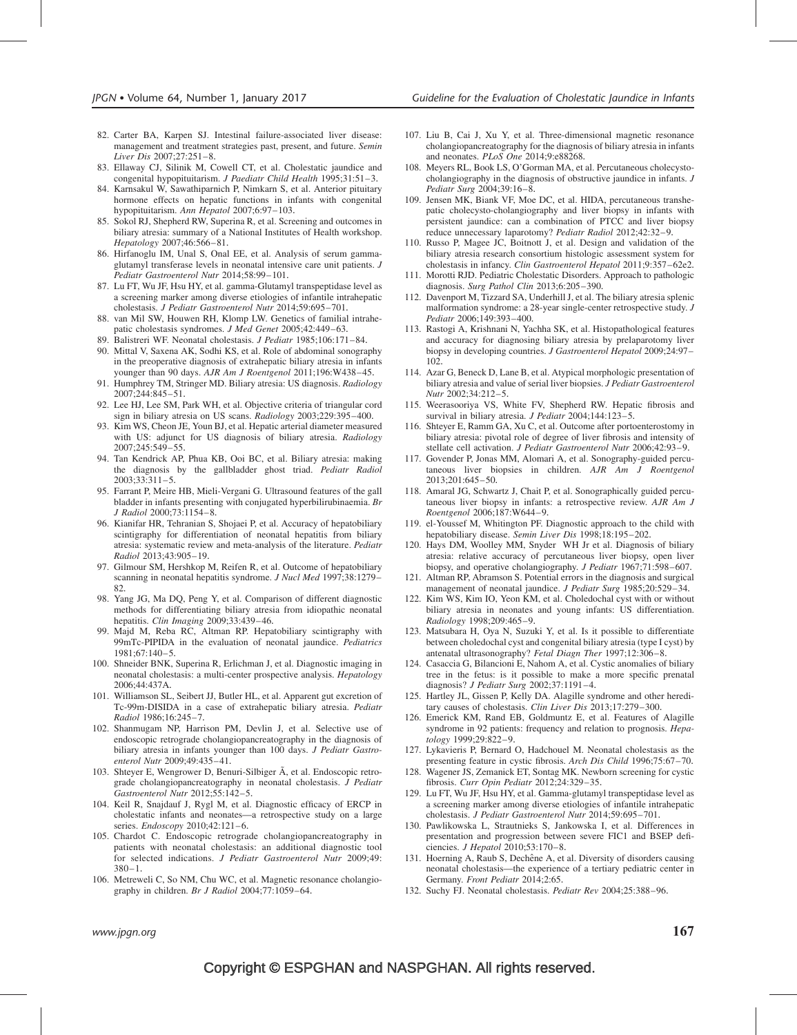82. Carter BA, Karpen SJ. Intestinal failure-associated liver disease: management and treatment strategies past, present, and future. *Semin Liver Dis* 2007;27:251–8.
83. Ellaway CJ, Silinik M, Cowell CT, et al. Cholestatic jaundice and congenital hypopituitarism. *J Paediatr Child Health* 1995;31:51–3.
84. Karnsakul W, Sawathiparnich P, Nimkarn S, et al. Anterior pituitary hormone effects on hepatic functions in infants with congenital hypopituitarism. *Ann Hepatol* 2007;6:97–103.
85. Sokol RJ, Shepherd RW, Superina R, et al. Screening and outcomes in biliary atresia: summary of a National Institutes of Health workshop. *Hepatology* 2007;46:566–81.
86. Hirfanoglu IM, Unal S, Onal EE, et al. Analysis of serum gamma-glutamyl transferase levels in neonatal intensive care unit patients. *J Pediatr Gastroenterol Nutr* 2014;58:99–101.
87. Lu FT, Wu JF, Hsu HY, et al. gamma-Glutamyl transpeptidase level as a screening marker among diverse etiologies of infantile intrahepatic cholestasis. *J Pediatr Gastroenterol Nutr* 2014;59:695–701.
88. van Mil SW, Houwen RH, Klomp LW. Genetics of familial intrahepatic cholestasis syndromes. *J Med Genet* 2005;42:449–63.
89. Balistreri WF. Neonatal cholestasis. *J Pediatr* 1985;106:171–84.
90. Mittal V, Saxena AK, Sodhi KS, et al. Role of abdominal sonography in the preoperative diagnosis of extrahepatic biliary atresia in infants younger than 90 days. *AJR Am J Roentgenol* 2011;196:W438–45.
91. Humphrey TM, Stringer MD. Biliary atresia: US diagnosis. *Radiology* 2007;244:845–51.
92. Lee HJ, Lee SM, Park WH, et al. Objective criteria of triangular cord sign in biliary atresia on US scans. *Radiology* 2003;229:395–400.
93. Kim WS, Cheon JE, Youn BJ, et al. Hepatic arterial diameter measured with US: adjunct for US diagnosis of biliary atresia. *Radiology* 2007;245:549–55.
94. Tan Kendrick AP, Phua KB, Ooi BC, et al. Biliary atresia: making the diagnosis by the gallbladder ghost triad. *Pediatr Radiol* 2003;33:311–5.
95. Farrant P, Meire HB, Mieli-Vergani G. Ultrasound features of the gall bladder in infants presenting with conjugated hyperbilirubinaemia. *Br J Radiol* 2000;73:1154–8.
96. Kianifar HR, Tehranian S, Shojaei P, et al. Accuracy of hepatobiliary scintigraphy for differentiation of neonatal hepatitis from biliary atresia: systematic review and meta-analysis of the literature. *Pediatr Radiol* 2013;43:905–19.
97. Gilmour SM, Hershkop M, Reifen R, et al. Outcome of hepatobiliary scanning in neonatal hepatitis syndrome. *J Nucl Med* 1997;38:1279–82.
98. Yang JG, Ma DQ, Peng Y, et al. Comparison of different diagnostic methods for differentiating biliary atresia from idiopathic neonatal hepatitis. *Clin Imaging* 2009;33:439–46.
99. Majd M, Reba RC, Altman RP. Hepatobiliary scintigraphy with 99mTc-PIPIDA in the evaluation of neonatal jaundice. *Pediatrics* 1981;67:140–5.
100. Shneider BNK, Superina R, Erlichman J, et al. Diagnostic imaging in neonatal cholestasis: a multi-center prospective analysis. *Hepatology* 2006;44:437A.
101. Williamson SL, Seibert JJ, Butler HL, et al. Apparent gut excretion of Tc-99m-DISIDA in a case of extrahepatic biliary atresia. *Pediatr Radiol* 1986;16:245–7.
102. Shanmugam NP, Harrison PM, Devlin J, et al. Selective use of endoscopic retrograde cholangiopancreatography in the diagnosis of biliary atresia in infants younger than 100 days. *J Pediatr Gastroenterol Nutr* 2009;49:435–41.
103. Shteyer E, Wengrower D, Benuri-Silbiger Ã, et al. Endoscopic retrograde cholangiopancreatography in neonatal cholestasis. *J Pediatr Gastroenterol Nutr* 2012;55:142–5.
104. Keil R, Snajdauf J, Rygl M, et al. Diagnostic efficacy of ERCP in cholestatic infants and neonates—a retrospective study on a large series. *Endoscopy* 2010;42:121–6.
105. Chardot C. Endoscopic retrograde cholangiopancreatography in patients with neonatal cholestasis: an additional diagnostic tool for selected indications. *J Pediatr Gastroenterol Nutr* 2009;49:380–1.
106. Metreweli C, So NM, Chu WC, et al. Magnetic resonance cholangiography in children. *Br J Radiol* 2004;77:1059–64.
107. Liu B, Cai J, Xu Y, et al. Three-dimensional magnetic resonance cholangiopancreatography for the diagnosis of biliary atresia in infants and neonates. *PLoS One* 2014;9:e88268.
108. Meyers RL, Book LS, O'Gorman MA, et al. Percutaneous cholecysto-cholangiography in the diagnosis of obstructive jaundice in infants. *J Pediatr Surg* 2004;39:16–8.
109. Jensen MK, Biank VF, Moe DC, et al. HIDA, percutaneous transhepatic cholecysto-cholangiography and liver biopsy in infants with persistent jaundice: can a combination of PTCC and liver biopsy reduce unnecessary laparotomy? *Pediatr Radiol* 2012;42:32–9.
110. Russo P, Magee JC, Boitnott J, et al. Design and validation of the biliary atresia research consortium histologic assessment system for cholestasis in infancy. *Clin Gastroenterol Hepatol* 2011;9:357–62e2.
111. Morotti RJD. Pediatric Cholestatic Disorders. Approach to pathologic diagnosis. *Surg Pathol Clin* 2013;6:205–390.
112. Davenport M, Tizzard SA, Underhill J, et al. The biliary atresia splenic malformation syndrome: a 28-year single-center retrospective study. *J Pediatr* 2006;149:393–400.
113. Rastogi A, Krishnani N, Yachha SK, et al. Histopathological features and accuracy for diagnosing biliary atresia by prelaparotomy liver biopsy in developing countries. *J Gastroenterol Hepatol* 2009;24:97–102.
114. Azar G, Beneck D, Lane B, et al. Atypical morphologic presentation of biliary atresia and value of serial liver biopsies. *J Pediatr Gastroenterol Nutr* 2002;34:212–5.
115. Weerasooriya VS, White FV, Shepherd RW. Hepatic fibrosis and survival in biliary atresia. *J Pediatr* 2004;144:123–5.
116. Shteyer E, Ramm GA, Xu C, et al. Outcome after portoenterostomy in biliary atresia: pivotal role of degree of liver fibrosis and intensity of stellate cell activation. *J Pediatr Gastroenterol Nutr* 2006;42:93–9.
117. Govender P, Jonas MM, Alomari A, et al. Sonography-guided percutaneous liver biopsies in children. *AJR Am J Roentgenol* 2013;201:645–50.
118. Amaral JG, Schwartz J, Chait P, et al. Sonographically guided percutaneous liver biopsy in infants: a retrospective review. *AJR Am J Roentgenol* 2006;187:W644–9.
119. el-Youssef M, Whitington PF. Diagnostic approach to the child with hepatobiliary disease. *Semin Liver Dis* 1998;18:195–202.
120. Hays DM, Woolley MM, Snyder WH Jr et al. Diagnosis of biliary atresia: relative accuracy of percutaneous liver biopsy, open liver biopsy, and operative cholangiography. *J Pediatr* 1967;71:598–607.
121. Altman RP, Abramson S. Potential errors in the diagnosis and surgical management of neonatal jaundice. *J Pediatr Surg* 1985;20:529–34.
122. Kim WS, Kim IO, Yeon KM, et al. Choledochal cyst with or without biliary atresia in neonates and young infants: US differentiation. *Radiology* 1998;209:465–9.
123. Matsubara H, Oya N, Suzuki Y, et al. Is it possible to differentiate between choledochal cyst and congenital biliary atresia (type I cyst) by antenatal ultrasonography? *Fetal Diagn Ther* 1997;12:306–8.
124. Casaccia G, Bilancioni E, Nahom A, et al. Cystic anomalies of biliary tree in the fetus: is it possible to make a more specific prenatal diagnosis? *J Pediatr Surg* 2002;37:1191–4.
125. Hartley JL, Gissen P, Kelly DA. Alagille syndrome and other hereditary causes of cholestasis. *Clin Liver Dis* 2013;17:279–300.
126. Emerick KM, Rand EB, Goldmuntz E, et al. Features of Alagille syndrome in 92 patients: frequency and relation to prognosis. *Hepatology* 1999;29:822–9.
127. Lykavieris P, Bernard O, Hadchouel M. Neonatal cholestasis as the presenting feature in cystic fibrosis. *Arch Dis Child* 1996;75:67–70.
128. Wagener JS, Zemanick ET, Sontag MK. Newborn screening for cystic fibrosis. *Curr Opin Pediatr* 2012;24:329–35.
129. Lu FT, Wu JF, Hsu HY, et al. Gamma-glutamyl transpeptidase level as a screening marker among diverse etiologies of infantile intrahepatic cholestasis. *J Pediatr Gastroenterol Nutr* 2014;59:695–701.
130. Pawlikowska L, Strautnieks S, Jankowska I, et al. Differences in presentation and progression between severe FIC1 and BSEP deficiencies. *J Hepatol* 2010;53:170–8.
131. Hoerning A, Raub S, Dechêne A, et al. Diversity of disorders causing neonatal cholestasis—the experience of a tertiary pediatric center in Germany. *Front Pediatr* 2014;2:65.
132. Suchy FJ. Neonatal cholestasis. *Pediatr Rev* 2004;25:388–96.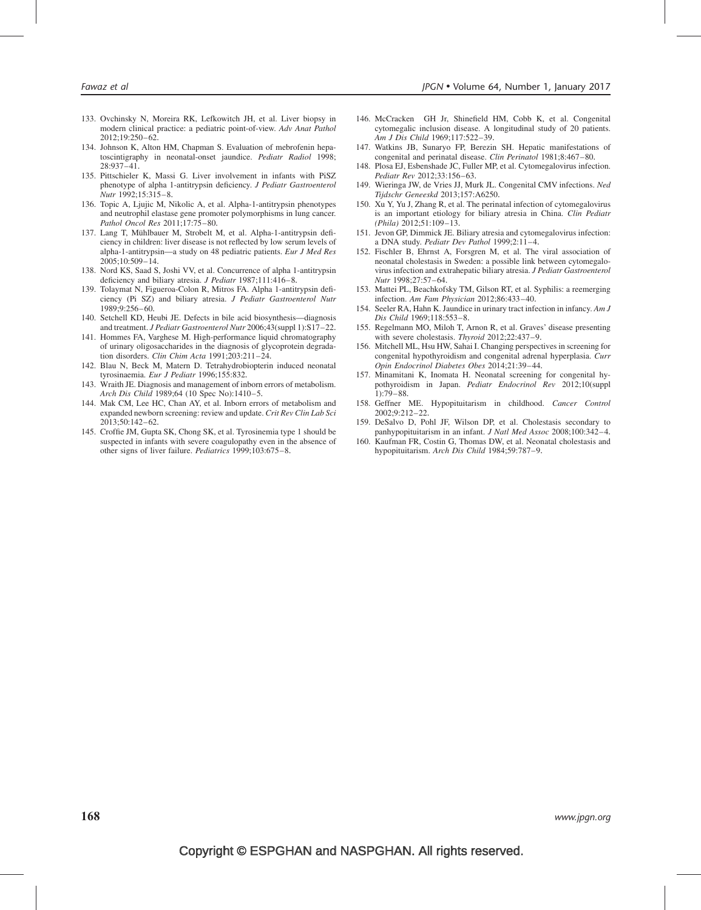133. Ovchinsky N, Moreira RK, Lefkowitch JH, et al. Liver biopsy in modern clinical practice: a pediatric point-of-view. *Adv Anat Pathol* 2012;19:250–62.
134. Johnson K, Alton HM, Chapman S. Evaluation of mebrofenin hepatoscintigraphy in neonatal-onset jaundice. *Pediatr Radiol* 1998; 28:937–41.
135. Pittschieler K, Massi G. Liver involvement in infants with PiSZ phenotype of alpha 1-antitrypsin deficiency. *J Pediatr Gastroenterol Nutr* 1992;15:315–8.
136. Topic A, Ljujic M, Nikolic A, et al. Alpha-1-antitrypsin phenotypes and neutrophil elastase gene promoter polymorphisms in lung cancer. *Pathol Oncol Res* 2011;17:75–80.
137. Lang T, Mühlbauer M, Strobelt M, et al. Alpha-1-antitrypsin deficiency in children: liver disease is not reflected by low serum levels of alpha-1-antitrypsin—a study on 48 pediatric patients. *Eur J Med Res* 2005;10:509–14.
138. Nord KS, Saad S, Joshi VV, et al. Concurrence of alpha 1-antitrypsin deficiency and biliary atresia. *J Pediatr* 1987;111:416–8.
139. Tolaymat N, Figueroa-Colon R, Mitros FA. Alpha 1-antitrypsin deficiency (Pi SZ) and biliary atresia. *J Pediatr Gastroenterol Nutr* 1989;9:256–60.
140. Setchell KD, Heubi JE. Defects in bile acid biosynthesis—diagnosis and treatment. *J Pediatr Gastroenterol Nutr* 2006;43(suppl 1):S17–22.
141. Hommes FA, Varghese M. High-performance liquid chromatography of urinary oligosaccharides in the diagnosis of glycoprotein degradation disorders. *Clin Chim Acta* 1991;203:211–24.
142. Blau N, Beck M, Matern D. Tetrahydrobiopterin induced neonatal tyrosinaemia. *Eur J Pediatr* 1996;155:832.
143. Wraith JE. Diagnosis and management of inborn errors of metabolism. *Arch Dis Child* 1989;64 (10 Spec No):1410–5.
144. Mak CM, Lee HC, Chan AY, et al. Inborn errors of metabolism and expanded newborn screening: review and update. *Crit Rev Clin Lab Sci* 2013;50:142–62.
145. Croffie JM, Gupta SK, Chong SK, et al. Tyrosinemia type 1 should be suspected in infants with severe coagulopathy even in the absence of other signs of liver failure. *Pediatrics* 1999;103:675–8.
146. McCracken GH Jr, Shinefield HM, Cobb K, et al. Congenital cytomegalic inclusion disease. A longitudinal study of 20 patients. *Am J Dis Child* 1969;117:522–39.
147. Watkins JB, Sunaryo FP, Berezin SH. Hepatic manifestations of congenital and perinatal disease. *Clin Perinatol* 1981;8:467–80.
148. Plosa EJ, Esbenshade JC, Fuller MP, et al. Cytomegalovirus infection. *Pediatr Rev* 2012;33:156–63.
149. Wieringa JW, de Vries JJ, Murk JL. Congenital CMV infections. *Ned Tijdschr Geneeskd* 2013;157:A6250.
150. Xu Y, Yu J, Zhang R, et al. The perinatal infection of cytomegalovirus is an important etiology for biliary atresia in China. *Clin Pediatr (Phila)* 2012;51:109–13.
151. Jevon GP, Dimmick JE. Biliary atresia and cytomegalovirus infection: a DNA study. *Pediatr Dev Pathol* 1999;2:11–4.
152. Fischler B, Ehrnst A, Forsgren M, et al. The viral association of neonatal cholestasis in Sweden: a possible link between cytomegalovirus infection and extrahepatic biliary atresia. *J Pediatr Gastroenterol Nutr* 1998;27:57–64.
153. Mattei PL, Beachkofsky TM, Gilson RT, et al. Syphilis: a reemerging infection. *Am Fam Physician* 2012;86:433–40.
154. Seeler RA, Hahn K. Jaundice in urinary tract infection in infancy. *Am J Dis Child* 1969;118:553–8.
155. Regelmann MO, Miloh T, Arnon R, et al. Graves' disease presenting with severe cholestasis. *Thyroid* 2012;22:437–9.
156. Mitchell ML, Hsu HW, Sahai I. Changing perspectives in screening for congenital hypothyroidism and congenital adrenal hyperplasia. *Curr Opin Endocrinol Diabetes Obes* 2014;21:39–44.
157. Minamitani K, Inomata H. Neonatal screening for congenital hypothyroidism in Japan. *Pediatr Endocrinol Rev* 2012;10(suppl 1):79–88.
158. Geffner ME. Hypopituitarism in childhood. *Cancer Control* 2002;9:212–22.
159. DeSalvo D, Pohl JF, Wilson DP, et al. Cholestasis secondary to panhypopituitarism in an infant. *J Natl Med Assoc* 2008;100:342–4.
160. Kaufman FR, Costin G, Thomas DW, et al. Neonatal cholestasis and hypopituitarism. *Arch Dis Child* 1984;59:787–9.

Copyright © ESPGHAN and NASPGHAN. All rights reserved.